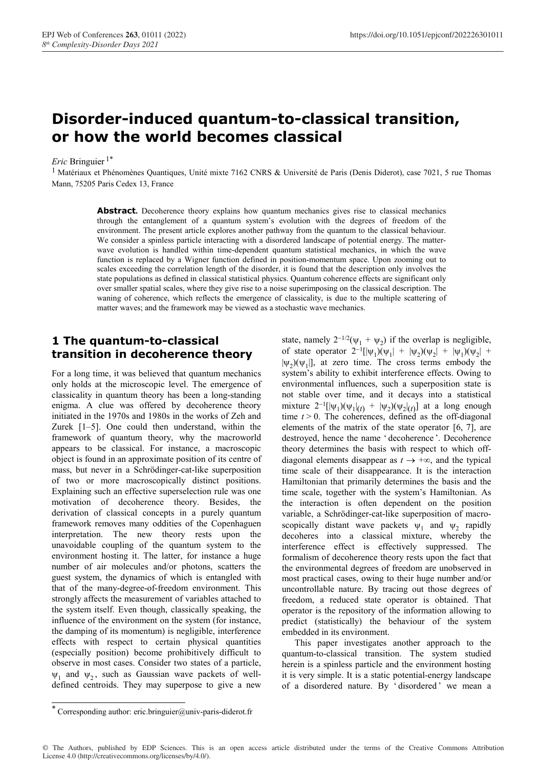# Disorder-induced quantum-to-classical transition, or how the world becomes classical

*Eric* Bringuier [1*]

[1] Matériaux et Phénomènes Quantiques, Unité mixte 7162 CNRS & Université de Paris (Denis Diderot), case 7021, 5 rue Thomas Mann, 75205 Paris Cedex 13, France

**Abstract.** Decoherence theory explains how quantum mechanics gives rise to classical mechanics through the entanglement of a quantum system's evolution with the degrees of freedom of the environment. The present article explores another pathway from the quantum to the classical behaviour. We consider a spinless particle interacting with a disordered landscape of potential energy. The matter-wave evolution is handled within time-dependent quantum statistical mechanics, in which the wave function is replaced by a Wigner function defined in position-momentum space. Upon zooming out to scales exceeding the correlation length of the disorder, it is found that the description only involves the state populations as defined in classical statistical physics. Quantum coherence effects are significant only over smaller spatial scales, where they give rise to a noise superimposing on the classical description. The waning of coherence, which reflects the emergence of classicality, is due to the multiple scattering of matter waves; and the framework may be viewed as a stochastic wave mechanics.

## 1 The quantum-to-classical transition in decoherence theory

For a long time, it was believed that quantum mechanics only holds at the microscopic level. The emergence of classicality in quantum theory has been a long-standing enigma. A clue was offered by decoherence theory initiated in the 1970s and 1980s in the works of Zeh and Zurek [1–5]. One could then understand, within the framework of quantum theory, why the macroworld appears to be classical. For instance, a macroscopic object is found in an approximate position of its centre of mass, but never in a Schrödinger-cat-like superposition of two or more macroscopically distinct positions. Explaining such an effective superselection rule was one motivation of decoherence theory. Besides, the derivation of classical concepts in a purely quantum framework removes many oddities of the Copenhaguen interpretation. The new theory rests upon the unavoidable coupling of the quantum system to the environment hosting it. The latter, for instance a huge number of air molecules and/or photons, scatters the guest system, the dynamics of which is entangled with that of the many-degree-of-freedom environment. This strongly affects the measurement of variables attached to the system itself. Even though, classically speaking, the influence of the environment on the system (for instance, the damping of its momentum) is negligible, interference effects with respect to certain physical quantities (especially position) become prohibitively difficult to observe in most cases. Consider two states of a particle, $\psi_1$ and $\psi_2$, such as Gaussian wave packets of well-defined centroids. They may superpose to give a new state, namely $2^{-1/2}(\psi_1 + \psi_2)$ if the overlap is negligible, of state operator $2^{-1}[|\psi_1)(\psi_1| + |\psi_2)(\psi_2| + |\psi_1)(\psi_2| + |\psi_2)(\psi_1|]$, at zero time. The cross terms embody the system's ability to exhibit interference effects. Owing to environmental influences, such a superposition state is not stable over time, and it decays into a statistical mixture $2^{-1}[|\psi_1)(\psi_1|_{(t)} + |\psi_2)(\psi_2|_{(t)}]$ at a long enough time $t > 0$. The coherences, defined as the off-diagonal elements of the matrix of the state operator [6, 7], are destroyed, hence the name 'decoherence'. Decoherence theory determines the basis with respect to which off-diagonal elements disappear as $t \to +\infty$, and the typical time scale of their disappearance. It is the interaction Hamiltonian that primarily determines the basis and the time scale, together with the system's Hamiltonian. As the interaction is often dependent on the position variable, a Schrödinger-cat-like superposition of macroscopically distant wave packets $\psi_1$ and $\psi_2$ rapidly decoheres into a classical mixture, whereby the interference effect is effectively suppressed. The formalism of decoherence theory rests upon the fact that the environmental degrees of freedom are unobserved in most practical cases, owing to their huge number and/or uncontrollable nature. By tracing out those degrees of freedom, a reduced state operator is obtained. That operator is the repository of the information allowing to predict (statistically) the behaviour of the system embedded in its environment.

This paper investigates another approach to the quantum-to-classical transition. The system studied herein is a spinless particle and the environment hosting it is very simple. It is a static potential-energy landscape of a disordered nature. By 'disordered' we mean a

[*] Corresponding author: eric.bringuier@univ-paris-diderot.fr

© The Authors, published by EDP Sciences. This is an open access article distributed under the terms of the Creative Commons Attribution License 4.0 (http://creativecommons.org/licenses/by/4.0/).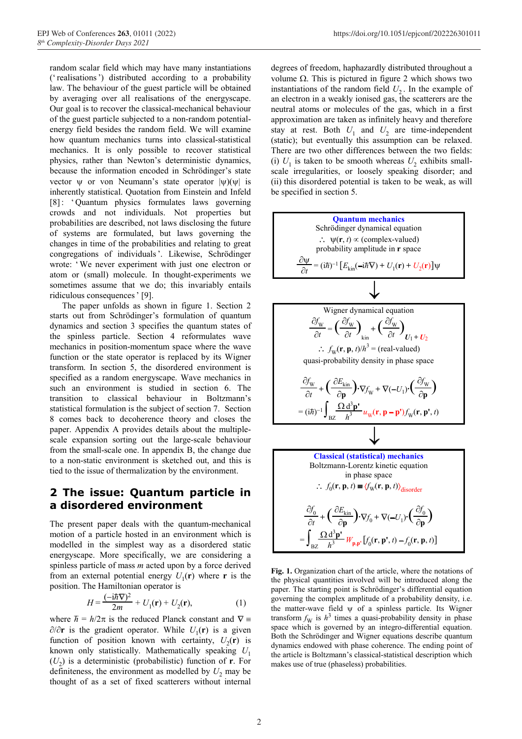random scalar field which may have many instantiations (' realisations ') distributed according to a probability law. The behaviour of the guest particle will be obtained by averaging over all realisations of the energyscape. Our goal is to recover the classical-mechanical behaviour of the guest particle subjected to a non-random potential-energy field besides the random field. We will examine how quantum mechanics turns into classical-statistical mechanics. It is only possible to recover statistical physics, rather than Newton's deterministic dynamics, because the information encoded in Schrödinger's state vector ψ or von Neumann's state operator $|\psi)(\psi|$ is inherently statistical. Quotation from Einstein and Infeld [8]: ' Quantum physics formulates laws governing crowds and not individuals. Not properties but probabilities are described, not laws disclosing the future of systems are formulated, but laws governing the changes in time of the probabilities and relating to great congregations of individuals '. Likewise, Schrödinger wrote: ' We never experiment with just one electron or atom or (small) molecule. In thought-experiments we sometimes assume that we do; this invariably entails ridiculous consequences ' [9].

The paper unfolds as shown in figure 1. Section 2 starts out from Schrödinger's formulation of quantum dynamics and section 3 specifies the quantum states of the spinless particle. Section 4 reformulates wave mechanics in position-momentum space where the wave function or the state operator is replaced by its Wigner transform. In section 5, the disordered environment is specified as a random energyscape. Wave mechanics in such an environment space is studied in section 6. The transition to classical behaviour in Boltzmann's statistical formulation is the subject of section 7. Section 8 comes back to decoherence theory and closes the paper. Appendix A provides details about the multiple-scale expansion sorting out the large-scale behaviour from the small-scale one. In appendix B, the change due to a non-static environment is sketched out, and this is tied to the issue of thermalization by the environment.

## 2 The issue: Quantum particle in a disordered environment

The present paper deals with the quantum-mechanical motion of a particle hosted in an environment which is modelled in the simplest way as a disordered static energyscape. More specifically, we are considering a spinless particle of mass $m$ acted upon by a force derived from an external potential energy $U_1(\mathbf{r})$ where $\mathbf{r}$ is the position. The Hamiltonian operator is

$$H = \frac{(-i\hbar\nabla)^2}{2m} + U_1(\mathbf{r}) + U_2(\mathbf{r}), \tag{1}$$

where $\hbar = h/2\pi$ is the reduced Planck constant and $\nabla \equiv \partial/\partial\mathbf{r}$ is the gradient operator. While $U_1(\mathbf{r})$ is a given function of position known with certainty, $U_2(\mathbf{r})$ is known only statistically. Mathematically speaking $U_1$ ($U_2$) is a deterministic (probabilistic) function of $\mathbf{r}$. For definiteness, the environment as modelled by $U_2$ may be thought of as a set of fixed scatterers without internal degrees of freedom, haphazardly distributed throughout a volume Ω. This is pictured in figure 2 which shows two instantiations of the random field $U_2$. In the example of an electron in a weakly ionised gas, the scatterers are the neutral atoms or molecules of the gas, which in a first approximation are taken as infinitely heavy and therefore stay at rest. Both $U_1$ and $U_2$ are time-independent (static); but eventually this assumption can be relaxed. There are two other differences between the two fields: (i) $U_1$ is taken to be smooth whereas $U_2$ exhibits small-scale irregularities, or loosely speaking disorder; and (ii) this disordered potential is taken to be weak, as will be specified in section 5.

**Quantum mechanics**
Schrödinger dynamical equation
∴ $\psi(\mathbf{r}, t) \propto$ (complex-valued) probability amplitude in $\mathbf{r}$ space

$$\frac{\partial\psi}{\partial t} = (i\hbar)^{-1}\left[E_{\text{kin}}(-i\hbar\nabla) + U_1(\mathbf{r}) + U_2(\mathbf{r})\right]\psi$$

↓

Wigner dynamical equation

$$\frac{\partial f_W}{\partial t} = \left(\frac{\partial f_W}{\partial t}\right)_{\text{kin}} + \left(\frac{\partial f_W}{\partial t}\right)_{U_1+U_2}$$

∴ $f_W(\mathbf{r}, \mathbf{p}, t)/h^3$ = (real-valued) quasi-probability density in phase space

$$\frac{\partial f_W}{\partial t} + \left(\frac{\partial E_{\text{kin}}}{\partial \mathbf{p}}\right)\cdot\nabla f_W + \nabla(-U_1)\cdot\left(\frac{\partial f_W}{\partial \mathbf{p}}\right) = (i\hbar)^{-1}\int_{\text{BZ}} \frac{\Omega\, d^3\mathbf{p}'}{h^3}\, u_W(\mathbf{r}, \mathbf{p}-\mathbf{p}')\, f_W(\mathbf{r}, \mathbf{p}', t)$$

↓

**Classical (statistical) mechanics**
Boltzmann-Lorentz kinetic equation in phase space
∴ $f_0(\mathbf{r}, \mathbf{p}, t) \equiv \langle f_W(\mathbf{r}, \mathbf{p}, t)\rangle_{\text{disorder}}$

$$\frac{\partial f_0}{\partial t} + \left(\frac{\partial E_{\text{kin}}}{\partial \mathbf{p}}\right)\cdot\nabla f_0 + \nabla(-U_1)\cdot\left(\frac{\partial f_0}{\partial \mathbf{p}}\right) = \int_{\text{BZ}} \frac{\Omega\, d^3\mathbf{p}'}{h^3}\, W_{\mathbf{p},\mathbf{p}'}\left[f_0(\mathbf{r}, \mathbf{p}', t) - f_0(\mathbf{r}, \mathbf{p}, t)\right]$$

**Fig. 1.** Organization chart of the article, where the notations of the physical quantities involved will be introduced along the paper. The starting point is Schrödinger's differential equation governing the complex amplitude of a probability density, i.e. the matter-wave field ψ of a spinless particle. Its Wigner transform $f_W$ is $h^3$ times a quasi-probability density in phase space which is governed by an integro-differential equation. Both the Schrödinger and Wigner equations describe quantum dynamics endowed with phase coherence. The ending point of the article is Boltzmann's classical-statistical description which makes use of true (phaseless) probabilities.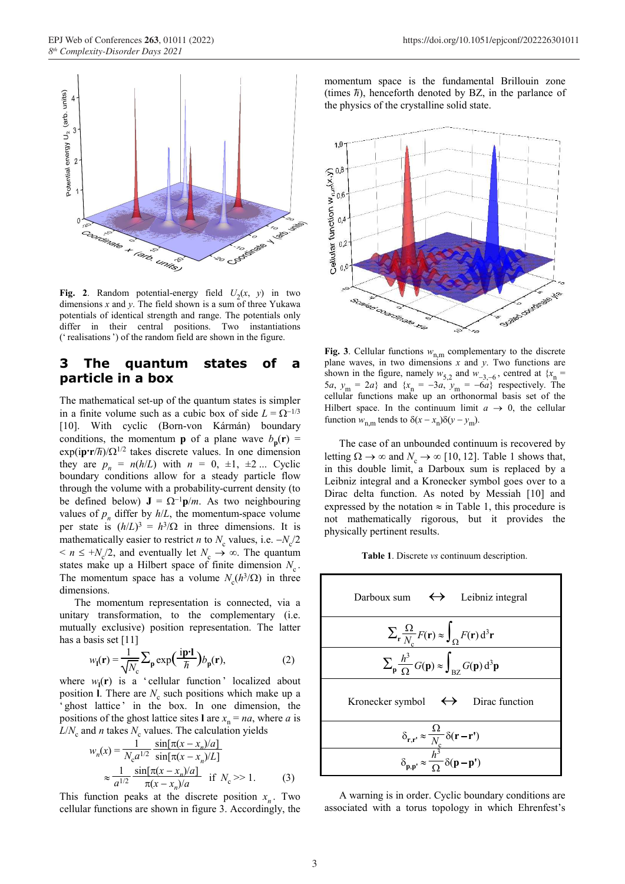**Fig. 2**. Random potential-energy field $U_2(x, y)$ in two dimensions $x$ and $y$. The field shown is a sum of three Yukawa potentials of identical strength and range. The potentials only differ in their central positions. Two instantiations ('realisations') of the random field are shown in the figure.

## 3 The quantum states of a particle in a box

The mathematical set-up of the quantum states is simpler in a finite volume such as a cubic box of side $L = \Omega^{-1/3}$ [10]. With cyclic (Born-von Kármán) boundary conditions, the momentum $\mathbf{p}$ of a plane wave $b_{\mathbf{p}}(\mathbf{r}) = \exp(i\mathbf{p}\cdot\mathbf{r}/\hbar)/\Omega^{1/2}$ takes discrete values. In one dimension they are $p_n = n(h/L)$ with $n = 0, \pm 1, \pm 2 \ldots$ Cyclic boundary conditions allow for a steady particle flow through the volume with a probability-current density (to be defined below) $\mathbf{J} = \Omega^{-1}\mathbf{p}/m$. As two neighbouring values of $p_n$ differ by $h/L$, the momentum-space volume per state is $(h/L)^3 = h^3/\Omega$ in three dimensions. It is mathematically easier to restrict $n$ to $N_c$ values, i.e. $-N_c/2 < n \leq +N_c/2$, and eventually let $N_c \to \infty$. The quantum states make up a Hilbert space of finite dimension $N_c$. The momentum space has a volume $N_c(h^3/\Omega)$ in three dimensions.

The momentum representation is connected, via a unitary transformation, to the complementary (i.e. mutually exclusive) position representation. The latter has a basis set [11]

$$w_{\mathbf{l}}(\mathbf{r}) = \frac{1}{\sqrt{N_c}} \sum_{\mathbf{p}} \exp\left(\frac{i\mathbf{p}\cdot\mathbf{l}}{\hbar}\right) b_{\mathbf{p}}(\mathbf{r}), \tag{2}$$

where $w_{\mathbf{l}}(\mathbf{r})$ is a 'cellular function' localized about position $\mathbf{l}$. There are $N_c$ such positions which make up a 'ghost lattice' in the box. In one dimension, the positions of the ghost lattice sites $\mathbf{l}$ are $x_n = na$, where $a$ is $L/N_c$ and $n$ takes $N_c$ values. The calculation yields

$$w_n(x) = \frac{1}{N_c a^{1/2}} \frac{\sin[\pi(x - x_n)/a]}{\sin[\pi(x - x_n)/L]}$$
$$\approx \frac{1}{a^{1/2}} \frac{\sin[\pi(x - x_n)/a]}{\pi(x - x_n)/a} \quad \text{if } N_c >> 1. \tag{3}$$

This function peaks at the discrete position $x_n$. Two cellular functions are shown in figure 3. Accordingly, the momentum space is the fundamental Brillouin zone (times $\hbar$), henceforth denoted by BZ, in the parlance of the physics of the crystalline solid state.

**Fig. 3**. Cellular functions $w_{n,m}$ complementary to the discrete plane waves, in two dimensions $x$ and $y$. Two functions are shown in the figure, namely $w_{5,2}$ and $w_{-3,-6}$, centred at $\{x_n = 5a, y_m = 2a\}$ and $\{x_n = -3a, y_m = -6a\}$ respectively. The cellular functions make up an orthonormal basis set of the Hilbert space. In the continuum limit $a \to 0$, the cellular function $w_{n,m}$ tends to $\delta(x - x_n)\delta(y - y_m)$.

The case of an unbounded continuum is recovered by letting $\Omega \to \infty$ and $N_c \to \infty$ [10, 12]. Table 1 shows that, in this double limit, a Darboux sum is replaced by a Leibniz integral and a Kronecker symbol goes over to a Dirac delta function. As noted by Messiah [10] and expressed by the notation $\approx$ in Table 1, this procedure is not mathematically rigorous, but it provides the physically pertinent results.

**Table 1**. Discrete *vs* continuum description.

| Darboux sum $\leftrightarrow$ Leibniz integral |
|---|
| $\sum_{\mathbf{r}} \frac{\Omega}{N_c} F(\mathbf{r}) \approx \int_{\Omega} F(\mathbf{r})\, d^3\mathbf{r}$ |
| $\sum_{\mathbf{p}} \frac{h^3}{\Omega} G(\mathbf{p}) \approx \int_{BZ} G(\mathbf{p})\, d^3\mathbf{p}$ |
| Kronecker symbol $\leftrightarrow$ Dirac function |
| $\delta_{\mathbf{r},\mathbf{r}'} \approx \frac{\Omega}{N_c} \delta(\mathbf{r} - \mathbf{r}')$ |
| $\delta_{\mathbf{p},\mathbf{p}'} \approx \frac{h^3}{\Omega} \delta(\mathbf{p} - \mathbf{p}')$ |

A warning is in order. Cyclic boundary conditions are associated with a torus topology in which Ehrenfest's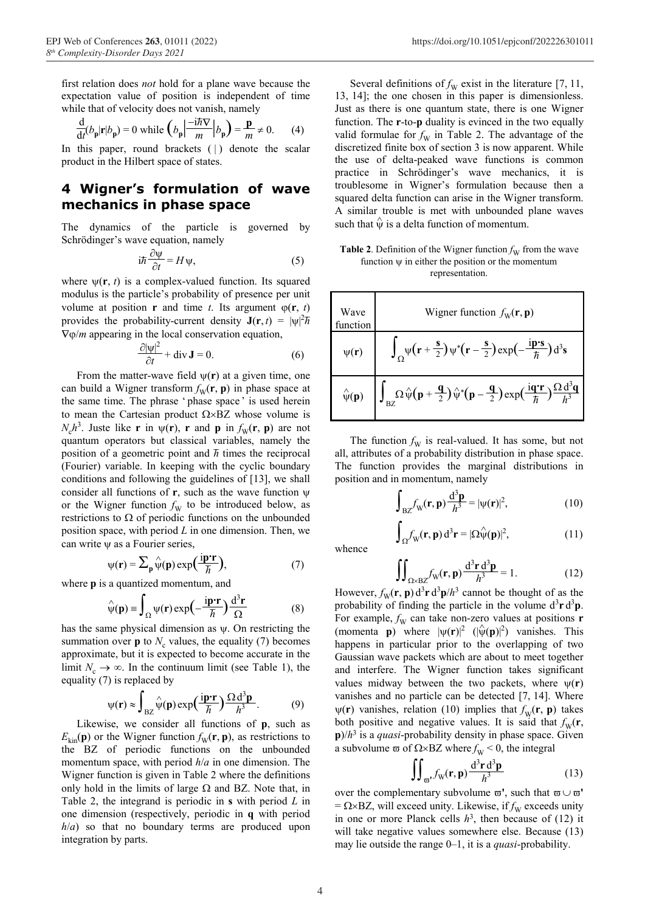first relation does *not* hold for a plane wave because the expectation value of position is independent of time while that of velocity does not vanish, namely

$$\frac{\mathrm{d}}{\mathrm{d}t}(b_{\mathbf{p}}|\mathbf{r}|b_{\mathbf{p}}) = 0 \text{ while } \left(b_{\mathbf{p}}\left|\frac{-\mathrm{i}\hbar\nabla}{m}\right|b_{\mathbf{p}}\right) = \frac{\mathbf{p}}{m} \neq 0. \quad (4)$$

In this paper, round brackets ( | ) denote the scalar product in the Hilbert space of states.

# 4 Wigner's formulation of wave mechanics in phase space

The dynamics of the particle is governed by Schrödinger's wave equation, namely

$$\mathrm{i}\hbar\frac{\partial\psi}{\partial t} = H\psi, \quad (5)$$

where $\psi(\mathbf{r}, t)$ is a complex-valued function. Its squared modulus is the particle's probability of presence per unit volume at position $\mathbf{r}$ and time $t$. Its argument $\varphi(\mathbf{r}, t)$ provides the probability-current density $\mathbf{J}(\mathbf{r}, t) = |\psi|^2\hbar\nabla\varphi/m$ appearing in the local conservation equation,

$$\frac{\partial|\psi|^2}{\partial t} + \operatorname{div}\mathbf{J} = 0. \quad (6)$$

From the matter-wave field $\psi(\mathbf{r})$ at a given time, one can build a Wigner transform $f_{\mathrm{W}}(\mathbf{r}, \mathbf{p})$ in phase space at the same time. The phrase 'phase space' is used herein to mean the Cartesian product $\Omega\times$BZ whose volume is $N_c h^3$. Juste like $\mathbf{r}$ in $\psi(\mathbf{r})$, $\mathbf{r}$ and $\mathbf{p}$ in $f_{\mathrm{W}}(\mathbf{r}, \mathbf{p})$ are not quantum operators but classical variables, namely the position of a geometric point and $\hbar$ times the reciprocal (Fourier) variable. In keeping with the cyclic boundary conditions and following the guidelines of [13], we shall consider all functions of $\mathbf{r}$, such as the wave function $\psi$ or the Wigner function $f_{\mathrm{W}}$ to be introduced below, as restrictions to $\Omega$ of periodic functions on the unbounded position space, with period $L$ in one dimension. Then, we can write $\psi$ as a Fourier series,

$$\psi(\mathbf{r}) = \sum_{\mathbf{p}}\hat{\psi}(\mathbf{p})\exp\left(\frac{\mathrm{i}\mathbf{p}\cdot\mathbf{r}}{\hbar}\right), \quad (7)$$

where $\mathbf{p}$ is a quantized momentum, and

$$\hat{\psi}(\mathbf{p}) \equiv \int_{\Omega}\psi(\mathbf{r})\exp\left(-\frac{\mathrm{i}\mathbf{p}\cdot\mathbf{r}}{\hbar}\right)\frac{\mathrm{d}^3\mathbf{r}}{\Omega} \quad (8)$$

has the same physical dimension as $\psi$. On restricting the summation over $\mathbf{p}$ to $N_c$ values, the equality (7) becomes approximate, but it is expected to become accurate in the limit $N_c \to \infty$. In the continuum limit (see Table 1), the equality (7) is replaced by

$$\psi(\mathbf{r}) \approx \int_{\mathrm{BZ}}\hat{\psi}(\mathbf{p})\exp\left(\frac{\mathrm{i}\mathbf{p}\cdot\mathbf{r}}{\hbar}\right)\frac{\Omega\,\mathrm{d}^3\mathbf{p}}{h^3}. \quad (9)$$

Likewise, we consider all functions of $\mathbf{p}$, such as $E_{\mathrm{kin}}(\mathbf{p})$ or the Wigner function $f_{\mathrm{W}}(\mathbf{r}, \mathbf{p})$, as restrictions to the BZ of periodic functions on the unbounded momentum space, with period $h/a$ in one dimension. The Wigner function is given in Table 2 where the definitions only hold in the limits of large $\Omega$ and BZ. Note that, in Table 2, the integrand is periodic in $\mathbf{s}$ with period $L$ in one dimension (respectively, periodic in $\mathbf{q}$ with period $h/a$) so that no boundary terms are produced upon integration by parts.

Several definitions of $f_{\mathrm{W}}$ exist in the literature [7, 11, 13, 14]; the one chosen in this paper is dimensionless. Just as there is one quantum state, there is one Wigner function. The $\mathbf{r}$-to-$\mathbf{p}$ duality is evinced in the two equally valid formulae for $f_{\mathrm{W}}$ in Table 2. The advantage of the discretized finite box of section 3 is now apparent. While the use of delta-peaked wave functions is common practice in Schrödinger's wave mechanics, it is troublesome in Wigner's formulation because then a squared delta function can arise in the Wigner transform. A similar trouble is met with unbounded plane waves such that $\hat{\psi}$ is a delta function of momentum.

**Table 2**. Definition of the Wigner function $f_{\mathrm{W}}$ from the wave function $\psi$ in either the position or the momentum representation.

| Wave function | Wigner function $f_{\mathrm{W}}(\mathbf{r}, \mathbf{p})$ |
|---|---|
| $\psi(\mathbf{r})$ | $\int_{\Omega}\psi\left(\mathbf{r}+\frac{\mathbf{s}}{2}\right)\psi^*\left(\mathbf{r}-\frac{\mathbf{s}}{2}\right)\exp\left(-\frac{\mathrm{i}\mathbf{p}\cdot\mathbf{s}}{\hbar}\right)\mathrm{d}^3\mathbf{s}$ |
| $\hat{\psi}(\mathbf{p})$ | $\int_{\mathrm{BZ}}\Omega\,\hat{\psi}\left(\mathbf{p}+\frac{\mathbf{q}}{2}\right)\hat{\psi}^*\left(\mathbf{p}-\frac{\mathbf{q}}{2}\right)\exp\left(\frac{\mathrm{i}\mathbf{q}\cdot\mathbf{r}}{\hbar}\right)\frac{\Omega\,\mathrm{d}^3\mathbf{q}}{h^3}$ |

The function $f_{\mathrm{W}}$ is real-valued. It has some, but not all, attributes of a probability distribution in phase space. The function provides the marginal distributions in position and in momentum, namely

$$\int_{\mathrm{BZ}}f_{\mathrm{W}}(\mathbf{r}, \mathbf{p})\frac{\mathrm{d}^3\mathbf{p}}{h^3} = |\psi(\mathbf{r})|^2, \quad (10)$$

$$\int_{\Omega}f_{\mathrm{W}}(\mathbf{r}, \mathbf{p})\,\mathrm{d}^3\mathbf{r} = |\Omega\hat{\psi}(\mathbf{p})|^2, \quad (11)$$

whence

$$\iint_{\Omega\times\mathrm{BZ}}f_{\mathrm{W}}(\mathbf{r}, \mathbf{p})\frac{\mathrm{d}^3\mathbf{r}\,\mathrm{d}^3\mathbf{p}}{h^3} = 1. \quad (12)$$

However, $f_{\mathrm{W}}(\mathbf{r}, \mathbf{p})\,\mathrm{d}^3\mathbf{r}\,\mathrm{d}^3\mathbf{p}/h^3$ cannot be thought of as the probability of finding the particle in the volume $\mathrm{d}^3\mathbf{r}\,\mathrm{d}^3\mathbf{p}$. For example, $f_{\mathrm{W}}$ can take non-zero values at positions $\mathbf{r}$ (momenta $\mathbf{p}$) where $|\psi(\mathbf{r})|^2$ ($|\hat{\psi}(\mathbf{p})|^2$) vanishes. This happens in particular prior to the overlapping of two Gaussian wave packets which are about to meet together and interfere. The Wigner function takes significant values midway between the two packets, where $\psi(\mathbf{r})$ vanishes and no particle can be detected [7, 14]. Where $\psi(\mathbf{r})$ vanishes, relation (10) implies that $f_{\mathrm{W}}(\mathbf{r}, \mathbf{p})$ takes both positive and negative values. It is said that $f_{\mathrm{W}}(\mathbf{r}, \mathbf{p})/h^3$ is a *quasi*-probability density in phase space. Given a subvolume $\varpi$ of $\Omega\times$BZ where $f_{\mathrm{W}} < 0$, the integral

$$\iint_{\varpi'}f_{\mathrm{W}}(\mathbf{r}, \mathbf{p})\frac{\mathrm{d}^3\mathbf{r}\,\mathrm{d}^3\mathbf{p}}{h^3} \quad (13)$$

over the complementary subvolume $\varpi'$, such that $\varpi\cup\varpi' = \Omega\times$BZ, will exceed unity. Likewise, if $f_{\mathrm{W}}$ exceeds unity in one or more Planck cells $h^3$, then because of (12) it will take negative values somewhere else. Because (13) may lie outside the range 0–1, it is a *quasi*-probability.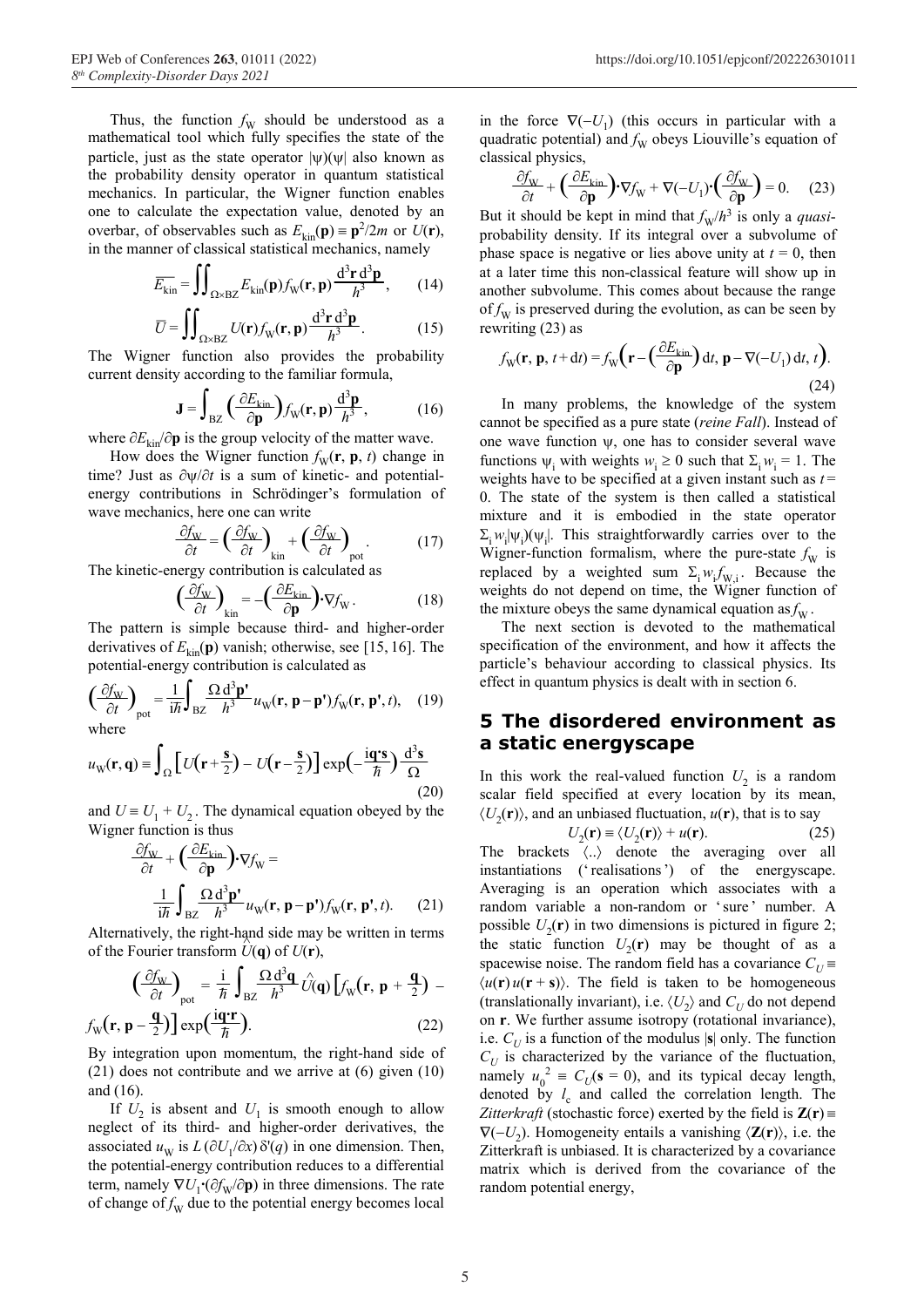Thus, the function $f_W$ should be understood as a mathematical tool which fully specifies the state of the particle, just as the state operator $|\psi)(\psi|$ also known as the probability density operator in quantum statistical mechanics. In particular, the Wigner function enables one to calculate the expectation value, denoted by an overbar, of observables such as $E_{\rm kin}(\mathbf{p}) \equiv \mathbf{p}^2/2m$ or $U(\mathbf{r})$, in the manner of classical statistical mechanics, namely

$$\overline{E_{\rm kin}} = \iint_{\Omega\times \rm BZ} E_{\rm kin}(\mathbf{p}) f_W(\mathbf{r},\mathbf{p}) \frac{\mathrm{d}^3\mathbf{r}\,\mathrm{d}^3\mathbf{p}}{h^3}, \qquad (14)$$

$$\overline{U} = \iint_{\Omega\times \rm BZ} U(\mathbf{r}) f_W(\mathbf{r},\mathbf{p}) \frac{\mathrm{d}^3\mathbf{r}\,\mathrm{d}^3\mathbf{p}}{h^3}. \qquad (15)$$

The Wigner function also provides the probability current density according to the familiar formula,

$$\mathbf{J} = \int_{\rm BZ} \left(\frac{\partial E_{\rm kin}}{\partial \mathbf{p}}\right) f_W(\mathbf{r},\mathbf{p}) \frac{\mathrm{d}^3\mathbf{p}}{h^3}, \qquad (16)$$

where $\partial E_{\rm kin}/\partial\mathbf{p}$ is the group velocity of the matter wave.

How does the Wigner function $f_W(\mathbf{r}, \mathbf{p}, t)$ change in time? Just as $\partial\psi/\partial t$ is a sum of kinetic- and potential-energy contributions in Schrödinger's formulation of wave mechanics, here one can write

$$\frac{\partial f_W}{\partial t} = \left(\frac{\partial f_W}{\partial t}\right)_{\rm kin} + \left(\frac{\partial f_W}{\partial t}\right)_{\rm pot}. \qquad (17)$$

The kinetic-energy contribution is calculated as

$$\left(\frac{\partial f_W}{\partial t}\right)_{\rm kin} = -\left(\frac{\partial E_{\rm kin}}{\partial \mathbf{p}}\right)\cdot\nabla f_W. \qquad (18)$$

The pattern is simple because third- and higher-order derivatives of $E_{\rm kin}(\mathbf{p})$ vanish; otherwise, see [15, 16]. The potential-energy contribution is calculated as

$$\left(\frac{\partial f_W}{\partial t}\right)_{\rm pot} = \frac{1}{\mathrm{i}\hbar}\int_{\rm BZ} \frac{\Omega\,\mathrm{d}^3\mathbf{p}'}{h^3} u_W(\mathbf{r},\mathbf{p}-\mathbf{p}') f_W(\mathbf{r},\mathbf{p}',t), \qquad (19)$$

where

$$u_W(\mathbf{r},\mathbf{q}) \equiv \int_\Omega \left[U\!\left(\mathbf{r}+\tfrac{\mathbf{s}}{2}\right) - U\!\left(\mathbf{r}-\tfrac{\mathbf{s}}{2}\right)\right] \exp\!\left(-\frac{\mathrm{i}\mathbf{q}\cdot\mathbf{s}}{\hbar}\right) \frac{\mathrm{d}^3\mathbf{s}}{\Omega} \qquad (20)$$

and $U \equiv U_1 + U_2$. The dynamical equation obeyed by the Wigner function is thus

$$\frac{\partial f_W}{\partial t} + \left(\frac{\partial E_{\rm kin}}{\partial \mathbf{p}}\right)\cdot\nabla f_W = \frac{1}{\mathrm{i}\hbar}\int_{\rm BZ} \frac{\Omega\,\mathrm{d}^3\mathbf{p}'}{h^3} u_W(\mathbf{r},\mathbf{p}-\mathbf{p}') f_W(\mathbf{r},\mathbf{p}',t). \qquad (21)$$

Alternatively, the right-hand side may be written in terms of the Fourier transform $\hat{U}(\mathbf{q})$ of $U(\mathbf{r})$,

$$\left(\frac{\partial f_W}{\partial t}\right)_{\rm pot} = \frac{\mathrm{i}}{\hbar}\int_{\rm BZ} \frac{\Omega\,\mathrm{d}^3\mathbf{q}}{h^3} \hat{U}(\mathbf{q}) \left[f_W\!\left(\mathbf{r},\mathbf{p}+\tfrac{\mathbf{q}}{2}\right) - f_W\!\left(\mathbf{r},\mathbf{p}-\tfrac{\mathbf{q}}{2}\right)\right] \exp\!\left(\frac{\mathrm{i}\mathbf{q}\cdot\mathbf{r}}{\hbar}\right). \qquad (22)$$

By integration upon momentum, the right-hand side of (21) does not contribute and we arrive at (6) given (10) and (16).

If $U_2$ is absent and $U_1$ is smooth enough to allow neglect of its third- and higher-order derivatives, the associated $u_W$ is $L\,(\partial U_1/\partial x)\,\delta'(q)$ in one dimension. Then, the potential-energy contribution reduces to a differential term, namely $\nabla U_1\cdot(\partial f_W/\partial\mathbf{p})$ in three dimensions. The rate of change of $f_W$ due to the potential energy becomes local in the force $\nabla(-U_1)$ (this occurs in particular with a quadratic potential) and $f_W$ obeys Liouville's equation of classical physics,

$$\frac{\partial f_W}{\partial t} + \left(\frac{\partial E_{\rm kin}}{\partial \mathbf{p}}\right)\cdot\nabla f_W + \nabla(-U_1)\cdot\left(\frac{\partial f_W}{\partial \mathbf{p}}\right) = 0. \qquad (23)$$

But it should be kept in mind that $f_W/h^3$ is only a *quasi*-probability density. If its integral over a subvolume of phase space is negative or lies above unity at $t = 0$, then at a later time this non-classical feature will show up in another subvolume. This comes about because the range of $f_W$ is preserved during the evolution, as can be seen by rewriting (23) as

$$f_W(\mathbf{r},\mathbf{p},t+\mathrm{d}t) = f_W\!\left(\mathbf{r} - \left(\frac{\partial E_{\rm kin}}{\partial \mathbf{p}}\right)\mathrm{d}t,\ \mathbf{p} - \nabla(-U_1)\,\mathrm{d}t,\ t\right). \qquad (24)$$

In many problems, the knowledge of the system cannot be specified as a pure state (*reine Fall*). Instead of one wave function $\psi$, one has to consider several wave functions $\psi_i$ with weights $w_i \geq 0$ such that $\Sigma_i w_i = 1$. The weights have to be specified at a given instant such as $t = 0$. The state of the system is then called a statistical mixture and it is embodied in the state operator $\Sigma_i w_i|\psi_i)(\psi_i|$. This straightforwardly carries over to the Wigner-function formalism, where the pure-state $f_W$ is replaced by a weighted sum $\Sigma_i w_i f_{W,i}$. Because the weights do not depend on time, the Wigner function of the mixture obeys the same dynamical equation as $f_W$.

The next section is devoted to the mathematical specification of the environment, and how it affects the particle's behaviour according to classical physics. Its effect in quantum physics is dealt with in section 6.

## 5 The disordered environment as a static energyscape

In this work the real-valued function $U_2$ is a random scalar field specified at every location by its mean, $\langle U_2(\mathbf{r})\rangle$, and an unbiased fluctuation, $u(\mathbf{r})$, that is to say

$$U_2(\mathbf{r}) \equiv \langle U_2(\mathbf{r})\rangle + u(\mathbf{r}). \qquad (25)$$

The brackets $\langle..\rangle$ denote the averaging over all instantiations ('realisations') of the energyscape. Averaging is an operation which associates with a random variable a non-random or 'sure' number. A possible $U_2(\mathbf{r})$ in two dimensions is pictured in figure 2; the static function $U_2(\mathbf{r})$ may be thought of as a spacewise noise. The random field has a covariance $C_U \equiv \langle u(\mathbf{r})\,u(\mathbf{r}+\mathbf{s})\rangle$. The field is taken to be homogeneous (translationally invariant), i.e. $\langle U_2\rangle$ and $C_U$ do not depend on $\mathbf{r}$. We further assume isotropy (rotational invariance), i.e. $C_U$ is a function of the modulus $|\mathbf{s}|$ only. The function $C_U$ is characterized by the variance of the fluctuation, namely $u_0^{\,2} \equiv C_U(\mathbf{s} = 0)$, and its typical decay length, denoted by $l_c$ and called the correlation length. The *Zitterkraft* (stochastic force) exerted by the field is $\mathbf{Z}(\mathbf{r}) \equiv \nabla(-U_2)$. Homogeneity entails a vanishing $\langle\mathbf{Z}(\mathbf{r})\rangle$, i.e. the Zitterkraft is unbiased. It is characterized by a covariance matrix which is derived from the covariance of the random potential energy,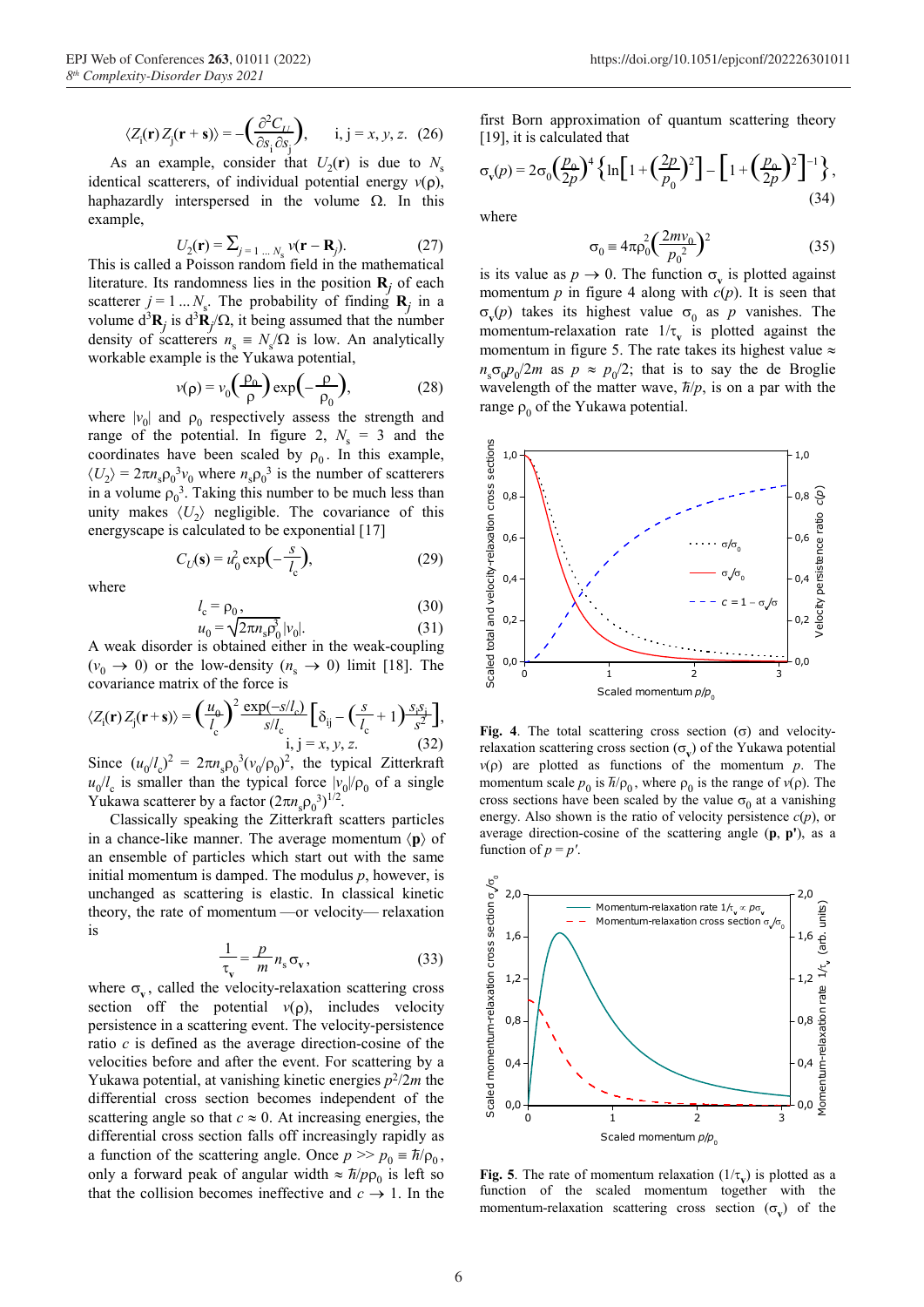$$\langle Z_i(\mathbf{r})\, Z_j(\mathbf{r}+\mathbf{s})\rangle = -\left(\frac{\partial^2 C_U}{\partial s_i\, \partial s_j}\right), \qquad i, j = x, y, z. \quad (26)$$

As an example, consider that $U_2(\mathbf{r})$ is due to $N_s$ identical scatterers, of individual potential energy $v(\rho)$, haphazardly interspersed in the volume $\Omega$. In this example,

$$U_2(\mathbf{r}) = \textstyle\sum_{j=1\,...\,N_s} v(\mathbf{r} - \mathbf{R}_j). \quad (27)$$

This is called a Poisson random field in the mathematical literature. Its randomness lies in the position $\mathbf{R}_j$ of each scatterer $j = 1\,...\,N_s$. The probability of finding $\mathbf{R}_j$ in a volume $d^3\mathbf{R}_j$ is $d^3\mathbf{R}_j/\Omega$, it being assumed that the number density of scatterers $n_s \equiv N_s/\Omega$ is low. An analytically workable example is the Yukawa potential,

$$v(\rho) = v_0\left(\frac{\rho_0}{\rho}\right)\exp\left(-\frac{\rho}{\rho_0}\right), \quad (28)$$

where $|v_0|$ and $\rho_0$ respectively assess the strength and range of the potential. In figure 2, $N_s = 3$ and the coordinates have been scaled by $\rho_0$. In this example, $\langle U_2\rangle = 2\pi n_s\rho_0^3 v_0$ where $n_s\rho_0^3$ is the number of scatterers in a volume $\rho_0^3$. Taking this number to be much less than unity makes $\langle U_2\rangle$ negligible. The covariance of this energyscape is calculated to be exponential [17]

$$C_U(\mathbf{s}) = u_0^2 \exp\left(-\frac{s}{l_c}\right), \quad (29)$$

where

$$l_c = \rho_0, \quad (30)$$

$$u_0 = \sqrt{2\pi n_s \rho_0^3}\,|v_0|. \quad (31)$$

A weak disorder is obtained either in the weak-coupling ($v_0 \to 0$) or the low-density ($n_s \to 0$) limit [18]. The covariance matrix of the force is

$$\langle Z_i(\mathbf{r})\, Z_j(\mathbf{r}+\mathbf{s})\rangle = \left(\frac{u_0}{l_c}\right)^2 \frac{\exp(-s/l_c)}{s/l_c}\left[\delta_{ij} - \left(\frac{s}{l_c}+1\right)\frac{s_i s_j}{s^2}\right], \qquad i, j = x, y, z. \quad (32)$$

Since $(u_0/l_c)^2 = 2\pi n_s\rho_0^3(v_0/\rho_0)^2$, the typical Zitterkraft $u_0/l_c$ is smaller than the typical force $|v_0|/\rho_0$ of a single Yukawa scatterer by a factor $(2\pi n_s\rho_0^3)^{1/2}$.

Classically speaking the Zitterkraft scatters particles in a chance-like manner. The average momentum $\langle\mathbf{p}\rangle$ of an ensemble of particles which start out with the same initial momentum is damped. The modulus $p$, however, is unchanged as scattering is elastic. In classical kinetic theory, the rate of momentum —or velocity— relaxation is

$$\frac{1}{\tau_v} = \frac{p}{m} n_s \sigma_v, \quad (33)$$

where $\sigma_v$, called the velocity-relaxation scattering cross section off the potential $v(\rho)$, includes velocity persistence in a scattering event. The velocity-persistence ratio $c$ is defined as the average direction-cosine of the velocities before and after the event. For scattering by a Yukawa potential, at vanishing kinetic energies $p^2/2m$ the differential cross section becomes independent of the scattering angle so that $c \approx 0$. At increasing energies, the differential cross section falls off increasingly rapidly as a function of the scattering angle. Once $p >> p_0 \equiv \hbar/\rho_0$, only a forward peak of angular width $\approx \hbar/p\rho_0$ is left so that the collision becomes ineffective and $c \to 1$. In the first Born approximation of quantum scattering theory [19], it is calculated that

$$\sigma_v(p) = 2\sigma_0\left(\frac{p_0}{2p}\right)^4\left\{\ln\left[1+\left(\frac{2p}{p_0}\right)^2\right] - \left[1+\left(\frac{p_0}{2p}\right)^2\right]^{-1}\right\}, \quad (34)$$

where

$$\sigma_0 \equiv 4\pi\rho_0^2\left(\frac{2mv_0}{p_0^2}\right)^2 \quad (35)$$

is its value as $p \to 0$. The function $\sigma_v$ is plotted against momentum $p$ in figure 4 along with $c(p)$. It is seen that $\sigma_v(p)$ takes its highest value $\sigma_0$ as $p$ vanishes. The momentum-relaxation rate $1/\tau_v$ is plotted against the momentum in figure 5. The rate takes its highest value $\approx n_s\sigma_0 p_0/2m$ as $p \approx p_0/2$; that is to say the de Broglie wavelength of the matter wave, $\hbar/p$, is on a par with the range $\rho_0$ of the Yukawa potential.

**Fig. 4**. The total scattering cross section ($\sigma$) and velocity-relaxation scattering cross section ($\sigma_v$) of the Yukawa potential $v(\rho)$ are plotted as functions of the momentum $p$. The momentum scale $p_0$ is $\hbar/\rho_0$, where $\rho_0$ is the range of $v(\rho)$. The cross sections have been scaled by the value $\sigma_0$ at a vanishing energy. Also shown is the ratio of velocity persistence $c(p)$, or average direction-cosine of the scattering angle ($\mathbf{p}$, $\mathbf{p}'$), as a function of $p = p'$.

**Fig. 5**. The rate of momentum relaxation ($1/\tau_v$) is plotted as a function of the scaled momentum together with the momentum-relaxation scattering cross section ($\sigma_v$) of the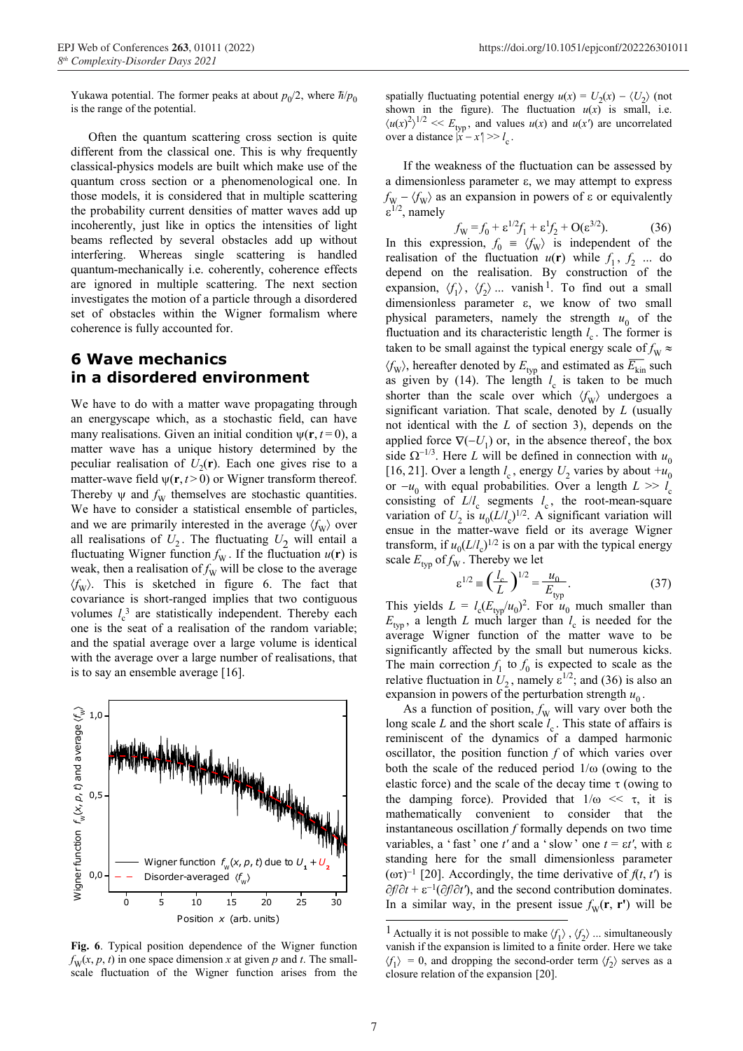Yukawa potential. The former peaks at about $p_0/2$, where $\hbar/p_0$ is the range of the potential.

Often the quantum scattering cross section is quite different from the classical one. This is why frequently classical-physics models are built which make use of the quantum cross section or a phenomenological one. In those models, it is considered that in multiple scattering the probability current densities of matter waves add up incoherently, just like in optics the intensities of light beams reflected by several obstacles add up without interfering. Whereas single scattering is handled quantum-mechanically i.e. coherently, coherence effects are ignored in multiple scattering. The next section investigates the motion of a particle through a disordered set of obstacles within the Wigner formalism where coherence is fully accounted for.

## 6 Wave mechanics in a disordered environment

We have to do with a matter wave propagating through an energyscape which, as a stochastic field, can have many realisations. Given an initial condition $\psi(\mathbf{r}, t=0)$, a matter wave has a unique history determined by the peculiar realisation of $U_2(\mathbf{r})$. Each one gives rise to a matter-wave field $\psi(\mathbf{r}, t>0)$ or Wigner transform thereof. Thereby $\psi$ and $f_W$ themselves are stochastic quantities. We have to consider a statistical ensemble of particles, and we are primarily interested in the average $\langle f_W \rangle$ over all realisations of $U_2$. The fluctuating $U_2$ will entail a fluctuating Wigner function $f_W$. If the fluctuation $u(\mathbf{r})$ is weak, then a realisation of $f_W$ will be close to the average $\langle f_W \rangle$. This is sketched in figure 6. The fact that covariance is short-ranged implies that two contiguous volumes $l_c^3$ are statistically independent. Thereby each one is the seat of a realisation of the random variable; and the spatial average over a large volume is identical with the average over a large number of realisations, that is to say an ensemble average [16].

**Fig. 6**. Typical position dependence of the Wigner function $f_W(x, p, t)$ in one space dimension $x$ at given $p$ and $t$. The small-scale fluctuation of the Wigner function arises from the spatially fluctuating potential energy $u(x) = U_2(x) - \langle U_2 \rangle$ (not shown in the figure). The fluctuation $u(x)$ is small, i.e. $\langle u(x)^2 \rangle^{1/2} << E_{\mathrm{typ}}$, and values $u(x)$ and $u(x')$ are uncorrelated over a distance $|x - x'| >> l_c$.

If the weakness of the fluctuation can be assessed by a dimensionless parameter $\varepsilon$, we may attempt to express $f_W - \langle f_W \rangle$ as an expansion in powers of $\varepsilon$ or equivalently $\varepsilon^{1/2}$, namely

$$f_W = f_0 + \varepsilon^{1/2} f_1 + \varepsilon^1 f_2 + O(\varepsilon^{3/2}). \tag{36}$$

In this expression, $f_0 \equiv \langle f_W \rangle$ is independent of the realisation of the fluctuation $u(\mathbf{r})$ while $f_1$, $f_2$ ... do depend on the realisation. By construction of the expansion, $\langle f_1 \rangle$, $\langle f_2 \rangle$ ... vanish [1]. To find out a small dimensionless parameter $\varepsilon$, we know of two small physical parameters, namely the strength $u_0$ of the fluctuation and its characteristic length $l_c$. The former is taken to be small against the typical energy scale of $f_W \approx \langle f_W \rangle$, hereafter denoted by $E_{\mathrm{typ}}$ and estimated as $\overline{E_{\mathrm{kin}}}$ such as given by (14). The length $l_c$ is taken to be much shorter than the scale over which $\langle f_W \rangle$ undergoes a significant variation. That scale, denoted by $L$ (usually not identical with the $L$ of section 3), depends on the applied force $\nabla(-U_1)$ or, in the absence thereof, the box side $\Omega^{-1/3}$. Here $L$ will be defined in connection with $u_0$ [16, 21]. Over a length $l_c$, energy $U_2$ varies by about $+u_0$ or $-u_0$ with equal probabilities. Over a length $L >> l_c$ consisting of $L/l_c$ segments $l_c$, the root-mean-square variation of $U_2$ is $u_0(L/l_c)^{1/2}$. A significant variation will ensue in the matter-wave field or its average Wigner transform, if $u_0(L/l_c)^{1/2}$ is on a par with the typical energy scale $E_{\mathrm{typ}}$ of $f_W$. Thereby we let

$$\varepsilon^{1/2} \equiv \left(\frac{l_c}{L}\right)^{1/2} = \frac{u_0}{E_{\mathrm{typ}}}. \tag{37}$$

This yields $L = l_c(E_{\mathrm{typ}}/u_0)^2$. For $u_0$ much smaller than $E_{\mathrm{typ}}$, a length $L$ much larger than $l_c$ is needed for the average Wigner function of the matter wave to be significantly affected by the small but numerous kicks. The main correction $f_1$ to $f_0$ is expected to scale as the relative fluctuation in $U_2$, namely $\varepsilon^{1/2}$; and (36) is also an expansion in powers of the perturbation strength $u_0$.

As a function of position, $f_W$ will vary over both the long scale $L$ and the short scale $l_c$. This state of affairs is reminiscent of the dynamics of a damped harmonic oscillator, the position function $f$ of which varies over both the scale of the reduced period $1/\omega$ (owing to the elastic force) and the scale of the decay time $\tau$ (owing to the damping force). Provided that $1/\omega << \tau$, it is mathematically convenient to consider that the instantaneous oscillation $f$ formally depends on two time variables, a 'fast' one $t'$ and a 'slow' one $t = \varepsilon t'$, with $\varepsilon$ standing here for the small dimensionless parameter $(\omega\tau)^{-1}$ [20]. Accordingly, the time derivative of $f(t, t')$ is $\partial f/\partial t + \varepsilon^{-1}(\partial f/\partial t')$, and the second contribution dominates. In a similar way, in the present issue $f_W(\mathbf{r}, \mathbf{r}')$ will be

[1] Actually it is not possible to make $\langle f_1 \rangle$, $\langle f_2 \rangle$ ... simultaneously vanish if the expansion is limited to a finite order. Here we take $\langle f_1 \rangle = 0$, and dropping the second-order term $\langle f_2 \rangle$ serves as a closure relation of the expansion [20].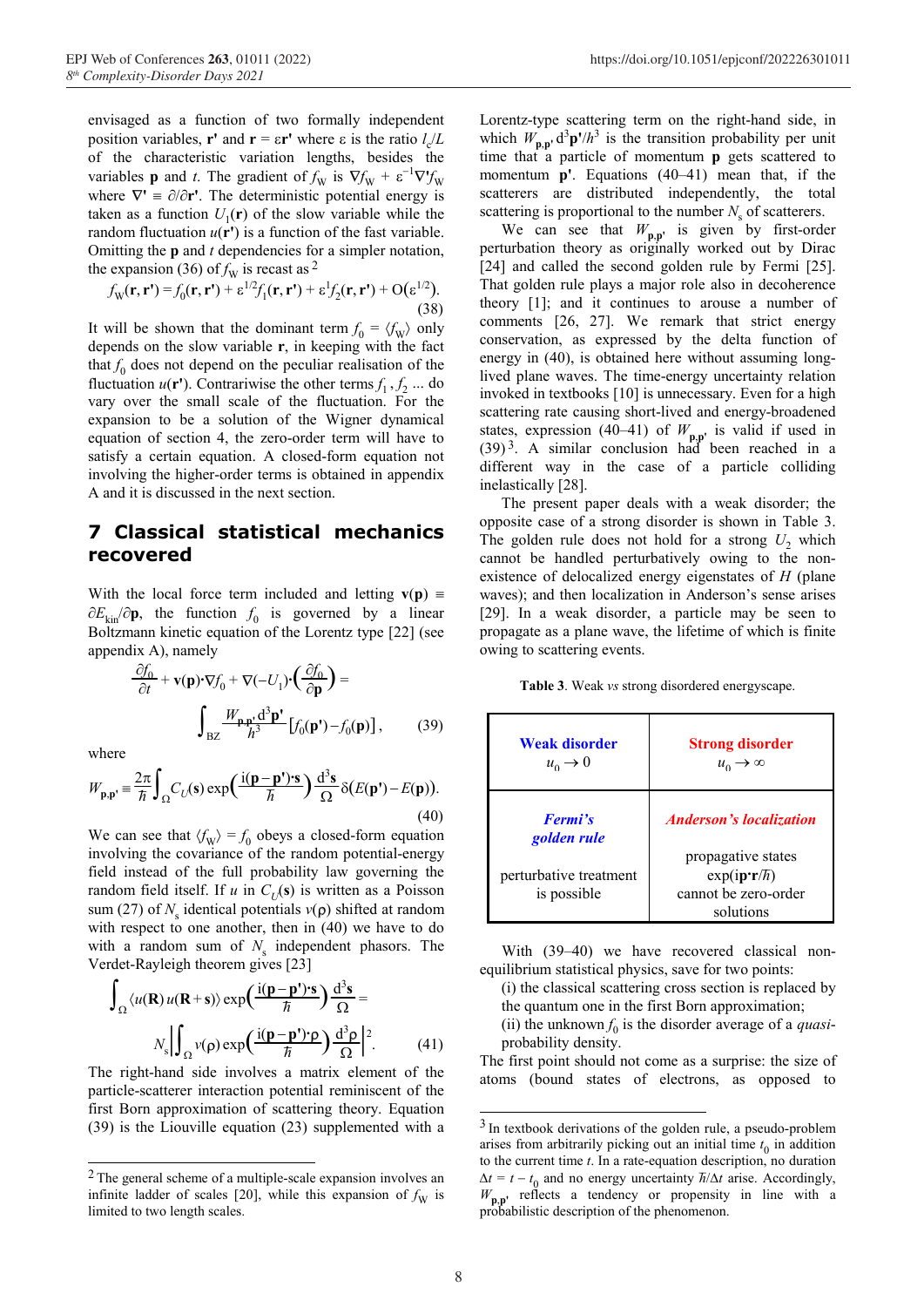envisaged as a function of two formally independent position variables, $\mathbf{r}'$ and $\mathbf{r} = \varepsilon\mathbf{r}'$ where $\varepsilon$ is the ratio $l_c/L$ of the characteristic variation lengths, besides the variables $\mathbf{p}$ and $t$. The gradient of $f_\mathrm{W}$ is $\nabla f_\mathrm{W} + \varepsilon^{-1}\nabla' f_\mathrm{W}$ where $\nabla' \equiv \partial/\partial\mathbf{r}'$. The deterministic potential energy is taken as a function $U_1(\mathbf{r})$ of the slow variable while the random fluctuation $u(\mathbf{r}')$ is a function of the fast variable. Omitting the $\mathbf{p}$ and $t$ dependencies for a simpler notation, the expansion (36) of $f_\mathrm{W}$ is recast as [2]

$$f_\mathrm{W}(\mathbf{r},\mathbf{r}') = f_0(\mathbf{r},\mathbf{r}') + \varepsilon^{1/2} f_1(\mathbf{r},\mathbf{r}') + \varepsilon^{1} f_2(\mathbf{r},\mathbf{r}') + \mathrm{O}(\varepsilon^{1/2}). \tag{38}$$

It will be shown that the dominant term $f_0 = \langle f_\mathrm{W}\rangle$ only depends on the slow variable $\mathbf{r}$, in keeping with the fact that $f_0$ does not depend on the peculiar realisation of the fluctuation $u(\mathbf{r}')$. Contrariwise the other terms $f_1, f_2$ ... do vary over the small scale of the fluctuation. For the expansion to be a solution of the Wigner dynamical equation of section 4, the zero-order term will have to satisfy a certain equation. A closed-form equation not involving the higher-order terms is obtained in appendix A and it is discussed in the next section.

## 7 Classical statistical mechanics recovered

With the local force term included and letting $\mathbf{v}(\mathbf{p}) \equiv \partial E_\mathrm{kin}/\partial\mathbf{p}$, the function $f_0$ is governed by a linear Boltzmann kinetic equation of the Lorentz type [22] (see appendix A), namely

$$\frac{\partial f_0}{\partial t} + \mathbf{v}(\mathbf{p})\cdot\nabla f_0 + \nabla(-U_1)\cdot\left(\frac{\partial f_0}{\partial \mathbf{p}}\right) = \int_\mathrm{BZ} \frac{W_{\mathbf{p},\mathbf{p}'}\,\mathrm{d}^3\mathbf{p}'}{h^3}\left[f_0(\mathbf{p}') - f_0(\mathbf{p})\right], \tag{39}$$

where

$$W_{\mathbf{p},\mathbf{p}'} \equiv \frac{2\pi}{\hbar}\int_\Omega C_U(\mathbf{s})\exp\left(\frac{\mathrm{i}(\mathbf{p}-\mathbf{p}')\cdot\mathbf{s}}{\hbar}\right)\frac{\mathrm{d}^3\mathbf{s}}{\Omega}\,\delta(E(\mathbf{p}') - E(\mathbf{p})). \tag{40}$$

We can see that $\langle f_\mathrm{W}\rangle = f_0$ obeys a closed-form equation involving the covariance of the random potential-energy field instead of the full probability law governing the random field itself. If $u$ in $C_U(\mathbf{s})$ is written as a Poisson sum (27) of $N_\mathrm{s}$ identical potentials $v(\rho)$ shifted at random with respect to one another, then in (40) we have to do with a random sum of $N_\mathrm{s}$ independent phasors. The Verdet-Rayleigh theorem gives [23]

$$\int_\Omega \langle u(\mathbf{R})\,u(\mathbf{R}+\mathbf{s})\rangle \exp\left(\frac{\mathrm{i}(\mathbf{p}-\mathbf{p}')\cdot\mathbf{s}}{\hbar}\right)\frac{\mathrm{d}^3\mathbf{s}}{\Omega} = N_\mathrm{s}\left|\int_\Omega v(\rho)\exp\left(\frac{\mathrm{i}(\mathbf{p}-\mathbf{p}')\cdot\rho}{\hbar}\right)\frac{\mathrm{d}^3\rho}{\Omega}\right|^2. \tag{41}$$

The right-hand side involves a matrix element of the particle-scatterer interaction potential reminiscent of the first Born approximation of scattering theory. Equation (39) is the Liouville equation (23) supplemented with a Lorentz-type scattering term on the right-hand side, in which $W_{\mathbf{p},\mathbf{p}'}\,\mathrm{d}^3\mathbf{p}'/h^3$ is the transition probability per unit time that a particle of momentum $\mathbf{p}$ gets scattered to momentum $\mathbf{p}'$. Equations (40–41) mean that, if the scatterers are distributed independently, the total scattering is proportional to the number $N_\mathrm{s}$ of scatterers.

We can see that $W_{\mathbf{p},\mathbf{p}'}$ is given by first-order perturbation theory as originally worked out by Dirac [24] and called the second golden rule by Fermi [25]. That golden rule plays a major role also in decoherence theory [1]; and it continues to arouse a number of comments [26, 27]. We remark that strict energy conservation, as expressed by the delta function of energy in (40), is obtained here without assuming long-lived plane waves. The time-energy uncertainty relation invoked in textbooks [10] is unnecessary. Even for a high scattering rate causing short-lived and energy-broadened states, expression (40–41) of $W_{\mathbf{p},\mathbf{p}'}$ is valid if used in (39) [3]. A similar conclusion had been reached in a different way in the case of a particle colliding inelastically [28].

The present paper deals with a weak disorder; the opposite case of a strong disorder is shown in Table 3. The golden rule does not hold for a strong $U_2$ which cannot be handled perturbatively owing to the non-existence of delocalized energy eigenstates of $H$ (plane waves); and then localization in Anderson's sense arises [29]. In a weak disorder, a particle may be seen to propagate as a plane wave, the lifetime of which is finite owing to scattering events.

**Table 3**. Weak *vs* strong disordered energyscape.

| **Weak disorder** $u_0 \to 0$ | **Strong disorder** $u_0 \to \infty$ |
|---|---|
| ***Fermi's golden rule*** <br><br> perturbative treatment is possible | ***Anderson's localization*** <br><br> propagative states $\exp(\mathrm{i}\mathbf{p}\cdot\mathbf{r}/\hbar)$ cannot be zero-order solutions |

With (39–40) we have recovered classical non-equilibrium statistical physics, save for two points:

(i) the classical scattering cross section is replaced by the quantum one in the first Born approximation;

(ii) the unknown $f_0$ is the disorder average of a *quasi*-probability density.

The first point should not come as a surprise: the size of atoms (bound states of electrons, as opposed to

---

[2] The general scheme of a multiple-scale expansion involves an infinite ladder of scales [20], while this expansion of $f_\mathrm{W}$ is limited to two length scales.

[3] In textbook derivations of the golden rule, a pseudo-problem arises from arbitrarily picking out an initial time $t_0$ in addition to the current time $t$. In a rate-equation description, no duration $\Delta t = t - t_0$ and no energy uncertainty $\hbar/\Delta t$ arise. Accordingly, $W_{\mathbf{p},\mathbf{p}'}$ reflects a tendency or propensity in line with a probabilistic description of the phenomenon.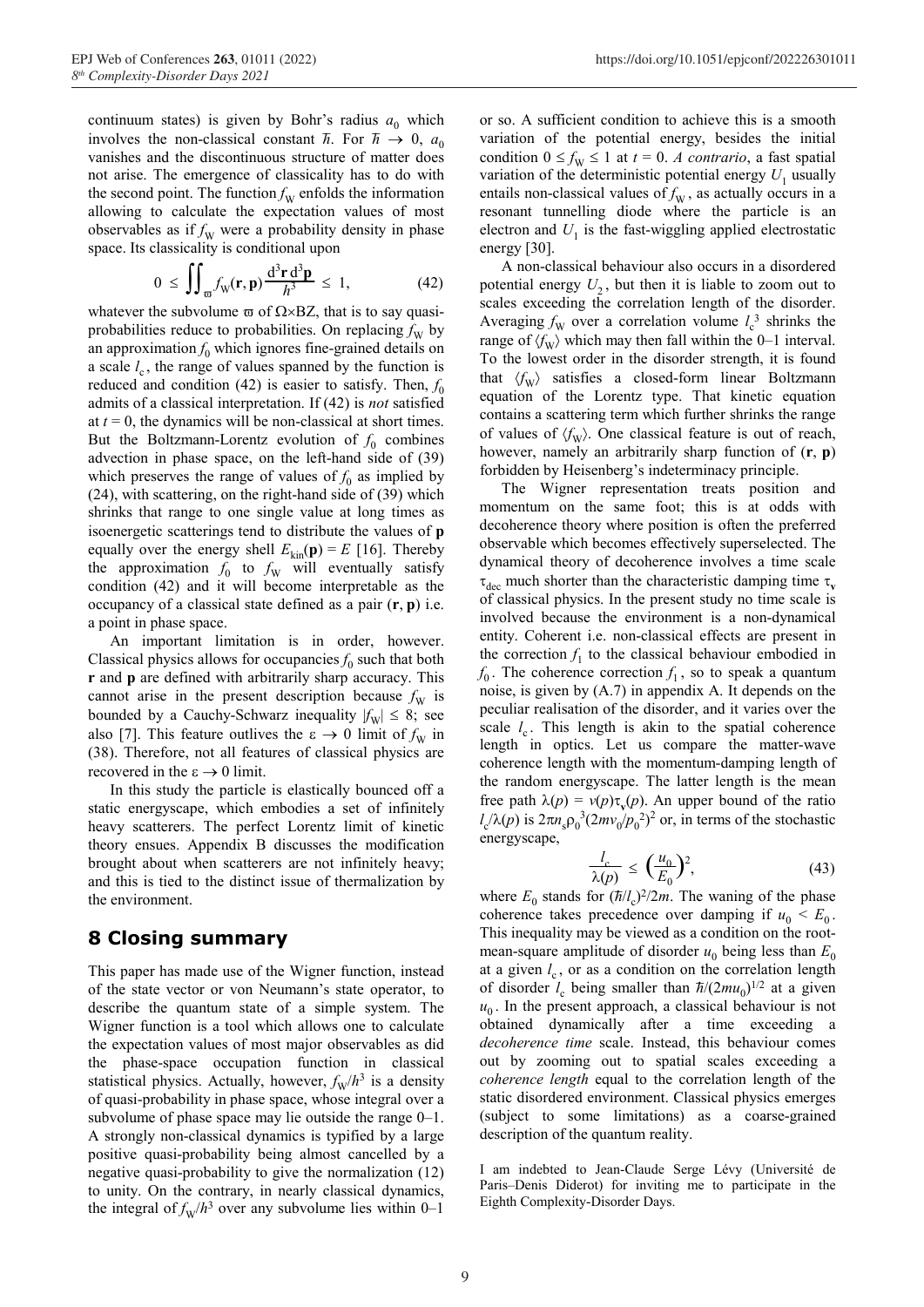continuum states) is given by Bohr's radius $a_0$ which involves the non-classical constant $\hbar$. For $\hbar \to 0$, $a_0$ vanishes and the discontinuous structure of matter does not arise. The emergence of classicality has to do with the second point. The function $f_W$ enfolds the information allowing to calculate the expectation values of most observables as if $f_W$ were a probability density in phase space. Its classicality is conditional upon

$$0 \leq \iint_{\varpi} f_W(\mathbf{r},\mathbf{p}) \frac{d^3\mathbf{r}\, d^3\mathbf{p}}{h^3} \leq 1, \tag{42}$$

whatever the subvolume $\varpi$ of $\Omega\times$BZ, that is to say quasi-probabilities reduce to probabilities. On replacing $f_W$ by an approximation $f_0$ which ignores fine-grained details on a scale $l_c$, the range of values spanned by the function is reduced and condition (42) is easier to satisfy. Then, $f_0$ admits of a classical interpretation. If (42) is *not* satisfied at $t = 0$, the dynamics will be non-classical at short times. But the Boltzmann-Lorentz evolution of $f_0$ combines advection in phase space, on the left-hand side of (39) which preserves the range of values of $f_0$ as implied by (24), with scattering, on the right-hand side of (39) which shrinks that range to one single value at long times as isoenergetic scatterings tend to distribute the values of $\mathbf{p}$ equally over the energy shell $E_{\text{kin}}(\mathbf{p}) = E$ [16]. Thereby the approximation $f_0$ to $f_W$ will eventually satisfy condition (42) and it will become interpretable as the occupancy of a classical state defined as a pair $(\mathbf{r}, \mathbf{p})$ i.e. a point in phase space.

An important limitation is in order, however. Classical physics allows for occupancies $f_0$ such that both $\mathbf{r}$ and $\mathbf{p}$ are defined with arbitrarily sharp accuracy. This cannot arise in the present description because $f_W$ is bounded by a Cauchy-Schwarz inequality $|f_W| \leq 8$; see also [7]. This feature outlives the $\varepsilon \to 0$ limit of $f_W$ in (38). Therefore, not all features of classical physics are recovered in the $\varepsilon \to 0$ limit.

In this study the particle is elastically bounced off a static energyscape, which embodies a set of infinitely heavy scatterers. The perfect Lorentz limit of kinetic theory ensues. Appendix B discusses the modification brought about when scatterers are not infinitely heavy; and this is tied to the distinct issue of thermalization by the environment.

# 8 Closing summary

This paper has made use of the Wigner function, instead of the state vector or von Neumann's state operator, to describe the quantum state of a simple system. The Wigner function is a tool which allows one to calculate the expectation values of most major observables as did the phase-space occupation function in classical statistical physics. Actually, however, $f_W/h^3$ is a density of quasi-probability in phase space, whose integral over a subvolume of phase space may lie outside the range 0–1. A strongly non-classical dynamics is typified by a large positive quasi-probability being almost cancelled by a negative quasi-probability to give the normalization (12) to unity. On the contrary, in nearly classical dynamics, the integral of $f_W/h^3$ over any subvolume lies within 0–1 or so. A sufficient condition to achieve this is a smooth variation of the potential energy, besides the initial condition $0 \leq f_W \leq 1$ at $t = 0$. *A contrario*, a fast spatial variation of the deterministic potential energy $U_1$ usually entails non-classical values of $f_W$, as actually occurs in a resonant tunnelling diode where the particle is an electron and $U_1$ is the fast-wiggling applied electrostatic energy [30].

A non-classical behaviour also occurs in a disordered potential energy $U_2$, but then it is liable to zoom out to scales exceeding the correlation length of the disorder. Averaging $f_W$ over a correlation volume $l_c^3$ shrinks the range of $\langle f_W \rangle$ which may then fall within the 0–1 interval. To the lowest order in the disorder strength, it is found that $\langle f_W \rangle$ satisfies a closed-form linear Boltzmann equation of the Lorentz type. That kinetic equation contains a scattering term which further shrinks the range of values of $\langle f_W \rangle$. One classical feature is out of reach, however, namely an arbitrarily sharp function of $(\mathbf{r}, \mathbf{p})$ forbidden by Heisenberg's indeterminacy principle.

The Wigner representation treats position and momentum on the same foot; this is at odds with decoherence theory where position is often the preferred observable which becomes effectively superselected. The dynamical theory of decoherence involves a time scale $\tau_{\text{dec}}$ much shorter than the characteristic damping time $\tau_{\mathbf{v}}$ of classical physics. In the present study no time scale is involved because the environment is a non-dynamical entity. Coherent i.e. non-classical effects are present in the correction $f_1$ to the classical behaviour embodied in $f_0$. The coherence correction $f_1$, so to speak a quantum noise, is given by (A.7) in appendix A. It depends on the peculiar realisation of the disorder, and it varies over the scale $l_c$. This length is akin to the spatial coherence length in optics. Let us compare the matter-wave coherence length with the momentum-damping length of the random energyscape. The latter length is the mean free path $\lambda(p) = v(p)\tau_{\mathbf{v}}(p)$. An upper bound of the ratio $l_c/\lambda(p)$ is $2\pi n_s \rho_0^3 (2mv_0/p_0^2)^2$ or, in terms of the stochastic energyscape,

$$\frac{l_c}{\lambda(p)} \leq \left(\frac{u_0}{E_0}\right)^2, \tag{43}$$

where $E_0$ stands for $(\hbar/l_c)^2/2m$. The waning of the phase coherence takes precedence over damping if $u_0 < E_0$. This inequality may be viewed as a condition on the root-mean-square amplitude of disorder $u_0$ being less than $E_0$ at a given $l_c$, or as a condition on the correlation length of disorder $l_c$ being smaller than $\hbar/(2mu_0)^{1/2}$ at a given $u_0$. In the present approach, a classical behaviour is not obtained dynamically after a time exceeding a *decoherence time* scale. Instead, this behaviour comes out by zooming out to spatial scales exceeding a *coherence length* equal to the correlation length of the static disordered environment. Classical physics emerges (subject to some limitations) as a coarse-grained description of the quantum reality.

I am indebted to Jean-Claude Serge Lévy (Université de Paris–Denis Diderot) for inviting me to participate in the Eighth Complexity-Disorder Days.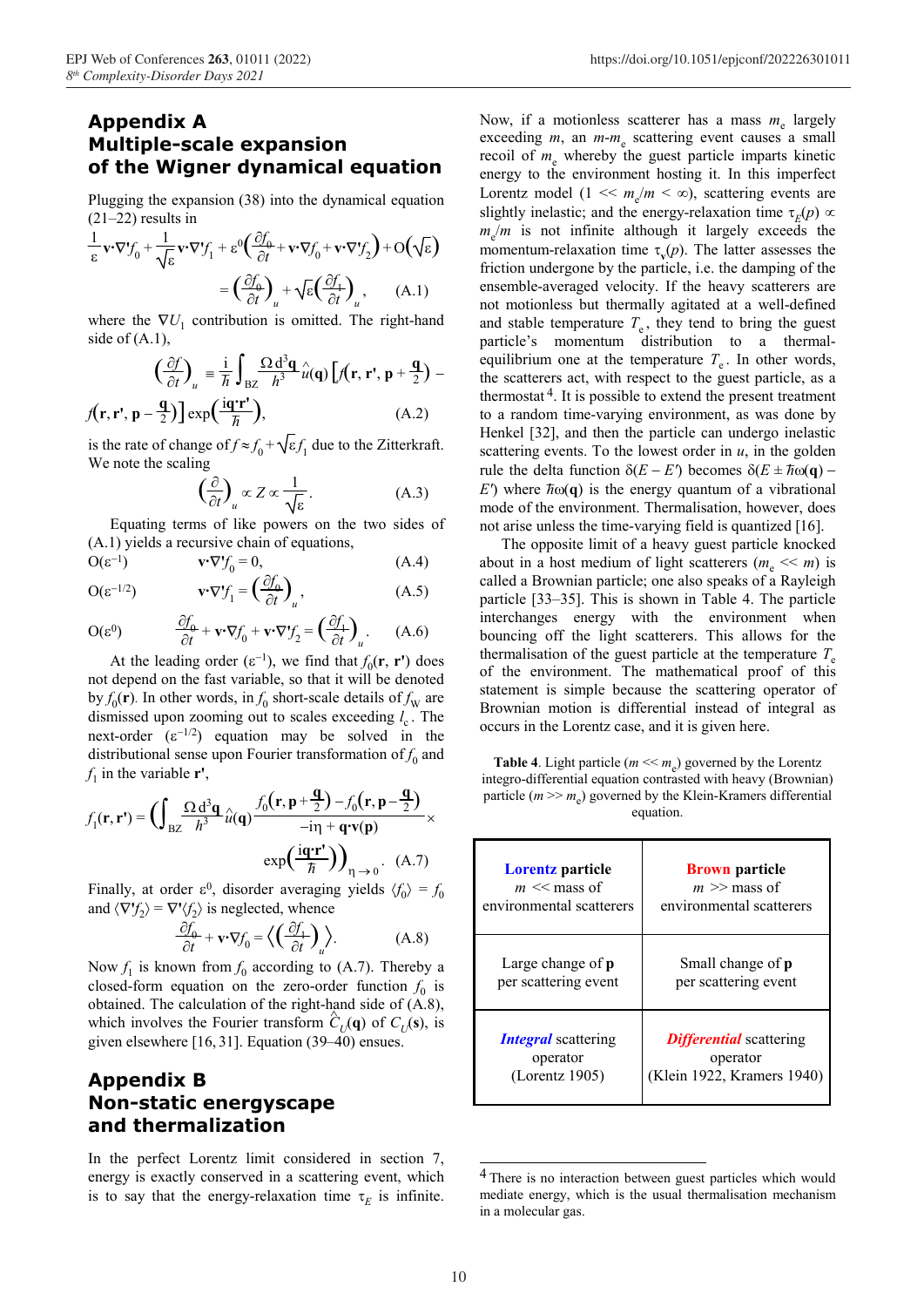## Appendix A
## Multiple-scale expansion of the Wigner dynamical equation

Plugging the expansion (38) into the dynamical equation (21–22) results in

$$\frac{1}{\varepsilon}\mathbf{v}\cdot\nabla' f_0 + \frac{1}{\sqrt{\varepsilon}}\mathbf{v}\cdot\nabla' f_1 + \varepsilon^0\Big(\frac{\partial f_0}{\partial t} + \mathbf{v}\cdot\nabla f_0 + \mathbf{v}\cdot\nabla' f_2\Big) + \mathrm{O}\big(\sqrt{\varepsilon}\big) = \Big(\frac{\partial f_0}{\partial t}\Big)_u + \sqrt{\varepsilon}\Big(\frac{\partial f_1}{\partial t}\Big)_u, \qquad \text{(A.1)}$$

where the $\nabla U_1$ contribution is omitted. The right-hand side of (A.1),

$$\Big(\frac{\partial f}{\partial t}\Big)_u \equiv \frac{\mathrm{i}}{\hbar}\int_{\mathrm{BZ}} \frac{\Omega\, \mathrm{d}^3\mathbf{q}}{h^3}\hat{u}(\mathbf{q})\Big[f\big(\mathbf{r},\mathbf{r}',\mathbf{p}+\tfrac{\mathbf{q}}{2}\big) - f\big(\mathbf{r},\mathbf{r}',\mathbf{p}-\tfrac{\mathbf{q}}{2}\big)\Big]\exp\Big(\frac{\mathrm{i}\mathbf{q}\cdot\mathbf{r}'}{\hbar}\Big), \qquad \text{(A.2)}$$

is the rate of change of $f \approx f_0 + \sqrt{\varepsilon} f_1$ due to the Zitterkraft. We note the scaling

$$\Big(\frac{\partial}{\partial t}\Big)_u \propto Z \propto \frac{1}{\sqrt{\varepsilon}}. \qquad \text{(A.3)}$$

Equating terms of like powers on the two sides of (A.1) yields a recursive chain of equations,

$$\mathrm{O}(\varepsilon^{-1}) \qquad \mathbf{v}\cdot\nabla' f_0 = 0, \qquad \text{(A.4)}$$

$$\mathrm{O}(\varepsilon^{-1/2}) \qquad \mathbf{v}\cdot\nabla' f_1 = \Big(\frac{\partial f_0}{\partial t}\Big)_u, \qquad \text{(A.5)}$$

$$\mathrm{O}(\varepsilon^{0}) \qquad \frac{\partial f_0}{\partial t} + \mathbf{v}\cdot\nabla f_0 + \mathbf{v}\cdot\nabla' f_2 = \Big(\frac{\partial f_1}{\partial t}\Big)_u. \qquad \text{(A.6)}$$

At the leading order ($\varepsilon^{-1}$), we find that $f_0(\mathbf{r}, \mathbf{r}')$ does not depend on the fast variable, so that it will be denoted by $f_0(\mathbf{r})$. In other words, in $f_0$ short-scale details of $f_{\mathrm{W}}$ are dismissed upon zooming out to scales exceeding $l_c$. The next-order ($\varepsilon^{-1/2}$) equation may be solved in the distributional sense upon Fourier transformation of $f_0$ and $f_1$ in the variable $\mathbf{r}'$,

$$f_1(\mathbf{r},\mathbf{r}') = \bigg(\int_{\mathrm{BZ}} \frac{\Omega\, \mathrm{d}^3\mathbf{q}}{h^3}\hat{u}(\mathbf{q})\frac{f_0\big(\mathbf{r},\mathbf{p}+\frac{\mathbf{q}}{2}\big) - f_0\big(\mathbf{r},\mathbf{p}-\frac{\mathbf{q}}{2}\big)}{-\mathrm{i}\eta + \mathbf{q}\cdot\mathbf{v}(\mathbf{p})}\times \exp\Big(\frac{\mathrm{i}\mathbf{q}\cdot\mathbf{r}'}{\hbar}\Big)\bigg)_{\eta\to 0}. \qquad \text{(A.7)}$$

Finally, at order $\varepsilon^0$, disorder averaging yields $\langle f_0\rangle = f_0$ and $\langle\nabla' f_2\rangle = \nabla'\langle f_2\rangle$ is neglected, whence

$$\frac{\partial f_0}{\partial t} + \mathbf{v}\cdot\nabla f_0 = \Big\langle\Big(\frac{\partial f_1}{\partial t}\Big)_u\Big\rangle. \qquad \text{(A.8)}$$

Now $f_1$ is known from $f_0$ according to (A.7). Thereby a closed-form equation on the zero-order function $f_0$ is obtained. The calculation of the right-hand side of (A.8), which involves the Fourier transform $\hat{C}_U(\mathbf{q})$ of $C_U(\mathbf{s})$, is given elsewhere [16, 31]. Equation (39–40) ensues.

## Appendix B
## Non-static energyscape and thermalization

In the perfect Lorentz limit considered in section 7, energy is exactly conserved in a scattering event, which is to say that the energy-relaxation time $\tau_E$ is infinite. Now, if a motionless scatterer has a mass $m_e$ largely exceeding $m$, an $m$-$m_e$ scattering event causes a small recoil of $m_e$ whereby the guest particle imparts kinetic energy to the environment hosting it. In this imperfect Lorentz model ($1 \ll m_e/m < \infty$), scattering events are slightly inelastic; and the energy-relaxation time $\tau_E(p) \propto m_e/m$ is not infinite although it largely exceeds the momentum-relaxation time $\tau_v(p)$. The latter assesses the friction undergone by the particle, i.e. the damping of the ensemble-averaged velocity. If the heavy scatterers are not motionless but thermally agitated at a well-defined and stable temperature $T_e$, they tend to bring the guest particle's momentum distribution to a thermal-equilibrium one at the temperature $T_e$. In other words, the scatterers act, with respect to the guest particle, as a thermostat[4]. It is possible to extend the present treatment to a random time-varying environment, as was done by Henkel [32], and then the particle can undergo inelastic scattering events. To the lowest order in $u$, in the golden rule the delta function $\delta(E - E')$ becomes $\delta(E \pm \hbar\omega(\mathbf{q}) - E')$ where $\hbar\omega(\mathbf{q})$ is the energy quantum of a vibrational mode of the environment. Thermalisation, however, does not arise unless the time-varying field is quantized [16].

The opposite limit of a heavy guest particle knocked about in a host medium of light scatterers ($m_e \ll m$) is called a Brownian particle; one also speaks of a Rayleigh particle [33–35]. This is shown in Table 4. The particle interchanges energy with the environment when bouncing off the light scatterers. This allows for the thermalisation of the guest particle at the temperature $T_e$ of the environment. The mathematical proof of this statement is simple because the scattering operator of Brownian motion is differential instead of integral as occurs in the Lorentz case, and it is given here.

**Table 4**. Light particle ($m \ll m_e$) governed by the Lorentz integro-differential equation contrasted with heavy (Brownian) particle ($m \gg m_e$) governed by the Klein-Kramers differential equation.

| **Lorentz** particle $m \ll$ mass of environmental scatterers | **Brown** particle $m \gg$ mass of environmental scatterers |
|---|---|
| Large change of **p** per scattering event | Small change of **p** per scattering event |
| ***Integral*** scattering operator (Lorentz 1905) | ***Differential*** scattering operator (Klein 1922, Kramers 1940) |

[4] There is no interaction between guest particles which would mediate energy, which is the usual thermalisation mechanism in a molecular gas.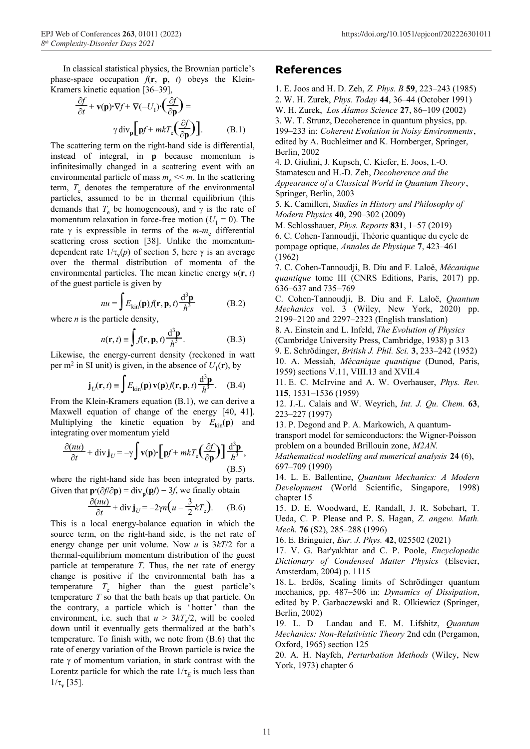In classical statistical physics, the Brownian particle's phase-space occupation $f(\mathbf{r}, \mathbf{p}, t)$ obeys the Klein-Kramers kinetic equation [36–39],

$$\frac{\partial f}{\partial t} + \mathbf{v}(\mathbf{p})\cdot\nabla f + \nabla(-U_1)\cdot\left(\frac{\partial f}{\partial \mathbf{p}}\right) = \gamma\, \mathrm{div}_{\mathbf{p}}\left[\mathbf{p}f + mkT_e\left(\frac{\partial f}{\partial \mathbf{p}}\right)\right]. \qquad \text{(B.1)}$$

The scattering term on the right-hand side is differential, instead of integral, in $\mathbf{p}$ because momentum is infinitesimally changed in a scattering event with an environmental particle of mass $m_e << m$. In the scattering term, $T_e$ denotes the temperature of the environmental particles, assumed to be in thermal equilibrium (this demands that $T_e$ be homogeneous), and $\gamma$ is the rate of momentum relaxation in force-free motion ($U_1 = 0$). The rate $\gamma$ is expressible in terms of the $m$-$m_e$ differential scattering cross section [38]. Unlike the momentum-dependent rate $1/\tau_{\mathbf{v}}(p)$ of section 5, here $\gamma$ is an average over the thermal distribution of momenta of the environmental particles. The mean kinetic energy $u(\mathbf{r}, t)$ of the guest particle is given by

$$nu = \int E_{\mathrm{kin}}(\mathbf{p})\, f(\mathbf{r}, \mathbf{p}, t)\, \frac{\mathrm{d}^3\mathbf{p}}{h^3} \qquad \text{(B.2)}$$

where $n$ is the particle density,

$$n(\mathbf{r}, t) \equiv \int f(\mathbf{r}, \mathbf{p}, t)\, \frac{\mathrm{d}^3\mathbf{p}}{h^3}. \qquad \text{(B.3)}$$

Likewise, the energy-current density (reckoned in watt per m$^2$ in SI unit) is given, in the absence of $U_1(\mathbf{r})$, by

$$\mathbf{j}_U(\mathbf{r}, t) \equiv \int E_{\mathrm{kin}}(\mathbf{p})\, \mathbf{v}(\mathbf{p}) f(\mathbf{r}, \mathbf{p}, t)\, \frac{\mathrm{d}^3\mathbf{p}}{h^3}. \qquad \text{(B.4)}$$

From the Klein-Kramers equation (B.1), we can derive a Maxwell equation of change of the energy [40, 41]. Multiplying the kinetic equation by $E_{\mathrm{kin}}(\mathbf{p})$ and integrating over momentum yield

$$\frac{\partial(nu)}{\partial t} + \mathrm{div}\, \mathbf{j}_U = -\gamma \int \mathbf{v}(\mathbf{p})\cdot\left[\mathbf{p}f + mkT_e\left(\frac{\partial f}{\partial \mathbf{p}}\right)\right] \frac{\mathrm{d}^3\mathbf{p}}{h^3}, \qquad \text{(B.5)}$$

where the right-hand side has been integrated by parts. Given that $\mathbf{p}\cdot(\partial f/\partial \mathbf{p}) = \mathrm{div}_{\mathbf{p}}(\mathbf{p}f) - 3f$, we finally obtain

$$\frac{\partial(nu)}{\partial t} + \mathrm{div}\, \mathbf{j}_U = -2\gamma n\left(u - \frac{3}{2}kT_e\right). \qquad \text{(B.6)}$$

This is a local energy-balance equation in which the source term, on the right-hand side, is the net rate of energy change per unit volume. Now $u$ is $3kT/2$ for a thermal-equilibrium momentum distribution of the guest particle at temperature $T$. Thus, the net rate of energy change is positive if the environmental bath has a temperature $T_e$ higher than the guest particle's temperature $T$ so that the bath heats up that particle. On the contrary, a particle which is 'hotter' than the environment, i.e. such that $u > 3kT_e/2$, will be cooled down until it eventually gets thermalized at the bath's temperature. To finish with, we note from (B.6) that the rate of energy variation of the Brown particle is twice the rate $\gamma$ of momentum variation, in stark contrast with the Lorentz particle for which the rate $1/\tau_E$ is much less than $1/\tau_{\mathbf{v}}$ [35].

## References

1. E. Joos and H. D. Zeh, *Z. Phys. B* **59**, 223–243 (1985)
2. W. H. Zurek, *Phys. Today* **44**, 36–44 (October 1991)
W. H. Zurek, *Los Álamos Science* **27**, 86–109 (2002)
3. W. T. Strunz, Decoherence in quantum physics, pp. 199–233 in: *Coherent Evolution in Noisy Environments*, edited by A. Buchleitner and K. Hornberger, Springer, Berlin, 2002
4. D. Giulini, J. Kupsch, C. Kiefer, E. Joos, I.-O. Stamatescu and H.-D. Zeh, *Decoherence and the Appearance of a Classical World in Quantum Theory*, Springer, Berlin, 2003
5. K. Camilleri, *Studies in History and Philosophy of Modern Physics* **40**, 290–302 (2009)
M. Schlosshauer, *Phys. Reports* **831**, 1–57 (2019)
6. C. Cohen-Tannoudji, Théorie quantique du cycle de pompage optique, *Annales de Physique* **7**, 423–461 (1962)
7. C. Cohen-Tannoudji, B. Diu and F. Laloë, *Mécanique quantique* tome III (CNRS Editions, Paris, 2017) pp. 636–637 and 735–769
C. Cohen-Tannoudji, B. Diu and F. Laloë, *Quantum Mechanics* vol. 3 (Wiley, New York, 2020) pp. 2199–2120 and 2297–2323 (English translation)
8. A. Einstein and L. Infeld, *The Evolution of Physics* (Cambridge University Press, Cambridge, 1938) p 313
9. E. Schrödinger, *British J. Phil. Sci.* **3**, 233–242 (1952)
10. A. Messiah, *Mécanique quantique* (Dunod, Paris, 1959) sections V.11, VIII.13 and XVII.4
11. E. C. McIrvine and A. W. Overhauser, *Phys. Rev.* **115**, 1531–1536 (1959)
12. J.-L. Calais and W. Weyrich, *Int. J. Qu. Chem.* **63**, 223–227 (1997)
13. P. Degond and P. A. Markowich, A quantum-transport model for semiconductors: the Wigner-Poisson problem on a bounded Brillouin zone, *M2AN. Mathematical modelling and numerical analysis* **24** (6), 697–709 (1990)
14. L. E. Ballentine, *Quantum Mechanics: A Modern Development* (World Scientific, Singapore, 1998) chapter 15
15. D. E. Woodward, E. Randall, J. R. Sobehart, T. Ueda, C. P. Please and P. S. Hagan, *Z. angew. Math. Mech.* **76** (S2), 285–288 (1996)
16. E. Bringuier, *Eur. J. Phys.* **42**, 025502 (2021)
17. V. G. Bar'yakhtar and C. P. Poole, *Encyclopedic Dictionary of Condensed Matter Physics* (Elsevier, Amsterdam, 2004) p. 1115
18. L. Erdös, Scaling limits of Schrödinger quantum mechanics, pp. 487–506 in: *Dynamics of Dissipation*, edited by P. Garbaczewski and R. Olkiewicz (Springer, Berlin, 2002)
19. L. D Landau and E. M. Lifshitz, *Quantum Mechanics: Non-Relativistic Theory* 2nd edn (Pergamon, Oxford, 1965) section 125
20. A. H. Nayfeh, *Perturbation Methods* (Wiley, New York, 1973) chapter 6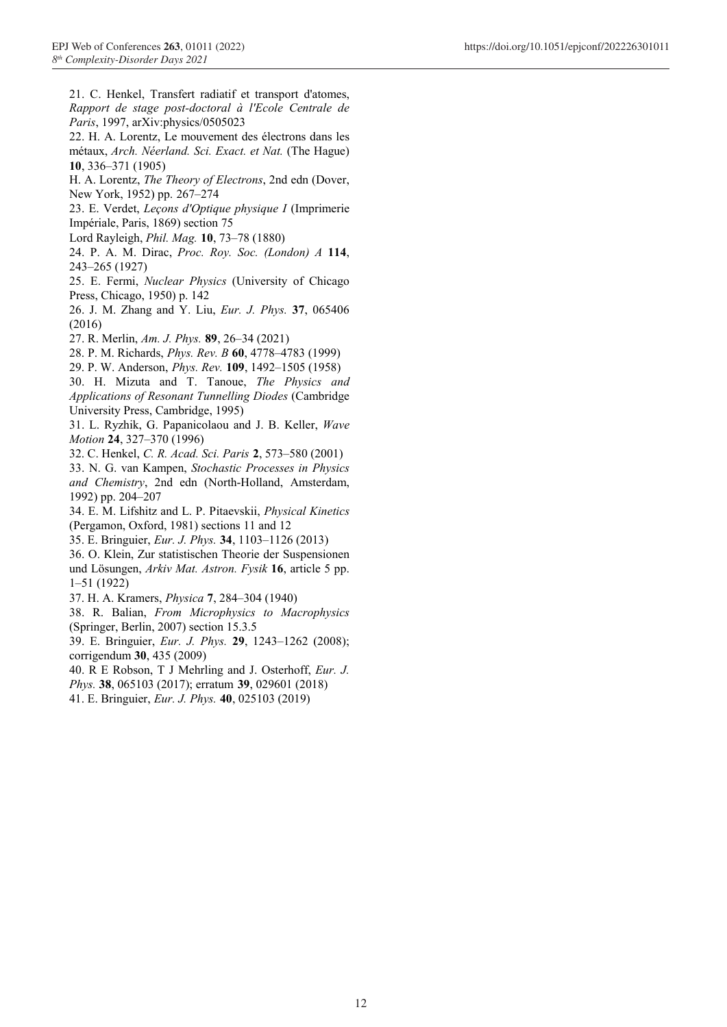21. C. Henkel, Transfert radiatif et transport d'atomes, *Rapport de stage post-doctoral à l'Ecole Centrale de Paris*, 1997, arXiv:physics/0505023

22. H. A. Lorentz, Le mouvement des électrons dans les métaux, *Arch. Néerland. Sci. Exact. et Nat.* (The Hague) **10**, 336–371 (1905)
H. A. Lorentz, *The Theory of Electrons*, 2nd edn (Dover, New York, 1952) pp. 267–274

23. E. Verdet, *Leçons d'Optique physique I* (Imprimerie Impériale, Paris, 1869) section 75
Lord Rayleigh, *Phil. Mag.* **10**, 73–78 (1880)

24. P. A. M. Dirac, *Proc. Roy. Soc. (London) A* **114**, 243–265 (1927)

25. E. Fermi, *Nuclear Physics* (University of Chicago Press, Chicago, 1950) p. 142

26. J. M. Zhang and Y. Liu, *Eur. J. Phys.* **37**, 065406 (2016)

27. R. Merlin, *Am. J. Phys.* **89**, 26–34 (2021)

28. P. M. Richards, *Phys. Rev. B* **60**, 4778–4783 (1999)

29. P. W. Anderson, *Phys. Rev.* **109**, 1492–1505 (1958)

30. H. Mizuta and T. Tanoue, *The Physics and Applications of Resonant Tunnelling Diodes* (Cambridge University Press, Cambridge, 1995)

31. L. Ryzhik, G. Papanicolaou and J. B. Keller, *Wave Motion* **24**, 327–370 (1996)

32. C. Henkel, *C. R. Acad. Sci. Paris* **2**, 573–580 (2001)

33. N. G. van Kampen, *Stochastic Processes in Physics and Chemistry*, 2nd edn (North-Holland, Amsterdam, 1992) pp. 204–207

34. E. M. Lifshitz and L. P. Pitaevskii, *Physical Kinetics* (Pergamon, Oxford, 1981) sections 11 and 12

35. E. Bringuier, *Eur. J. Phys.* **34**, 1103–1126 (2013)

36. O. Klein, Zur statistischen Theorie der Suspensionen und Lösungen, *Arkiv Mat. Astron. Fysik* **16**, article 5 pp. 1–51 (1922)

37. H. A. Kramers, *Physica* **7**, 284–304 (1940)

38. R. Balian, *From Microphysics to Macrophysics* (Springer, Berlin, 2007) section 15.3.5

39. E. Bringuier, *Eur. J. Phys.* **29**, 1243–1262 (2008); corrigendum **30**, 435 (2009)

40. R E Robson, T J Mehrling and J. Osterhoff, *Eur. J. Phys.* **38**, 065103 (2017); erratum **39**, 029601 (2018)

41. E. Bringuier, *Eur. J. Phys.* **40**, 025103 (2019)